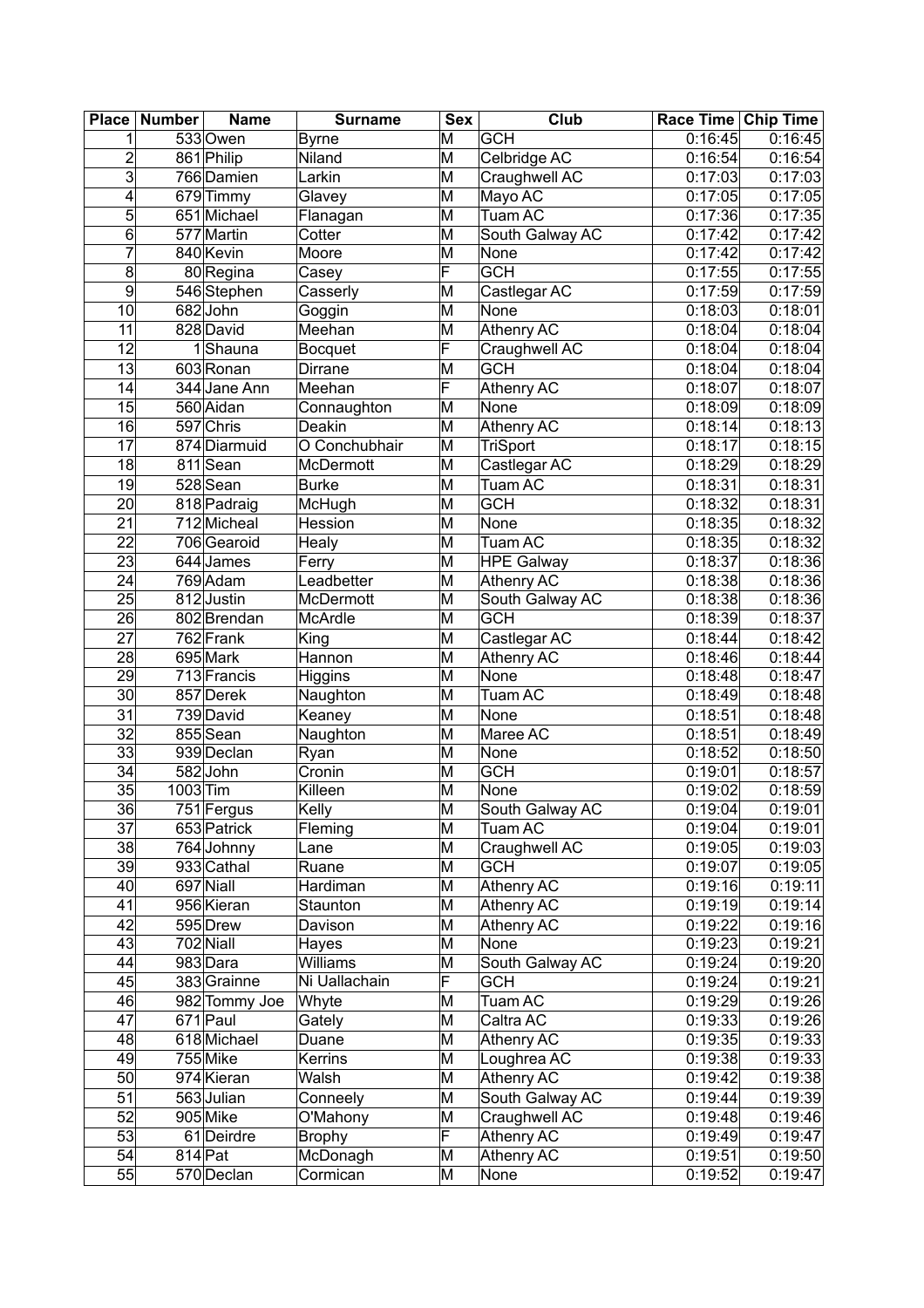| Place | Number | Name | Surname | Sex | Club | Race Time | Chip Time |
|---|---|---|---|---|---|---|---|
| 1 | 533 | Owen | Byrne | M | GCH | 0:16:45 | 0:16:45 |
| 2 | 861 | Philip | Niland | M | Celbridge AC | 0:16:54 | 0:16:54 |
| 3 | 766 | Damien | Larkin | M | Craughwell AC | 0:17:03 | 0:17:03 |
| 4 | 679 | Timmy | Glavey | M | Mayo AC | 0:17:05 | 0:17:05 |
| 5 | 651 | Michael | Flanagan | M | Tuam AC | 0:17:36 | 0:17:35 |
| 6 | 577 | Martin | Cotter | M | South Galway AC | 0:17:42 | 0:17:42 |
| 7 | 840 | Kevin | Moore | M | None | 0:17:42 | 0:17:42 |
| 8 | 80 | Regina | Casey | F | GCH | 0:17:55 | 0:17:55 |
| 9 | 546 | Stephen | Casserly | M | Castlegar AC | 0:17:59 | 0:17:59 |
| 10 | 682 | John | Goggin | M | None | 0:18:03 | 0:18:01 |
| 11 | 828 | David | Meehan | M | Athenry AC | 0:18:04 | 0:18:04 |
| 12 | 1 | Shauna | Bocquet | F | Craughwell AC | 0:18:04 | 0:18:04 |
| 13 | 603 | Ronan | Dirrane | M | GCH | 0:18:04 | 0:18:04 |
| 14 | 344 | Jane Ann | Meehan | F | Athenry AC | 0:18:07 | 0:18:07 |
| 15 | 560 | Aidan | Connaughton | M | None | 0:18:09 | 0:18:09 |
| 16 | 597 | Chris | Deakin | M | Athenry AC | 0:18:14 | 0:18:13 |
| 17 | 874 | Diarmuid | O Conchubhair | M | TriSport | 0:18:17 | 0:18:15 |
| 18 | 811 | Sean | McDermott | M | Castlegar AC | 0:18:29 | 0:18:29 |
| 19 | 528 | Sean | Burke | M | Tuam AC | 0:18:31 | 0:18:31 |
| 20 | 818 | Padraig | McHugh | M | GCH | 0:18:32 | 0:18:31 |
| 21 | 712 | Micheal | Hession | M | None | 0:18:35 | 0:18:32 |
| 22 | 706 | Gearoid | Healy | M | Tuam AC | 0:18:35 | 0:18:32 |
| 23 | 644 | James | Ferry | M | HPE Galway | 0:18:37 | 0:18:36 |
| 24 | 769 | Adam | Leadbetter | M | Athenry AC | 0:18:38 | 0:18:36 |
| 25 | 812 | Justin | McDermott | M | South Galway AC | 0:18:38 | 0:18:36 |
| 26 | 802 | Brendan | McArdle | M | GCH | 0:18:39 | 0:18:37 |
| 27 | 762 | Frank | King | M | Castlegar AC | 0:18:44 | 0:18:42 |
| 28 | 695 | Mark | Hannon | M | Athenry AC | 0:18:46 | 0:18:44 |
| 29 | 713 | Francis | Higgins | M | None | 0:18:48 | 0:18:47 |
| 30 | 857 | Derek | Naughton | M | Tuam AC | 0:18:49 | 0:18:48 |
| 31 | 739 | David | Keaney | M | None | 0:18:51 | 0:18:48 |
| 32 | 855 | Sean | Naughton | M | Maree AC | 0:18:51 | 0:18:49 |
| 33 | 939 | Declan | Ryan | M | None | 0:18:52 | 0:18:50 |
| 34 | 582 | John | Cronin | M | GCH | 0:19:01 | 0:18:57 |
| 35 | 1003 | Tim | Killeen | M | None | 0:19:02 | 0:18:59 |
| 36 | 751 | Fergus | Kelly | M | South Galway AC | 0:19:04 | 0:19:01 |
| 37 | 653 | Patrick | Fleming | M | Tuam AC | 0:19:04 | 0:19:01 |
| 38 | 764 | Johnny | Lane | M | Craughwell AC | 0:19:05 | 0:19:03 |
| 39 | 933 | Cathal | Ruane | M | GCH | 0:19:07 | 0:19:05 |
| 40 | 697 | Niall | Hardiman | M | Athenry AC | 0:19:16 | 0:19:11 |
| 41 | 956 | Kieran | Staunton | M | Athenry AC | 0:19:19 | 0:19:14 |
| 42 | 595 | Drew | Davison | M | Athenry AC | 0:19:22 | 0:19:16 |
| 43 | 702 | Niall | Hayes | M | None | 0:19:23 | 0:19:21 |
| 44 | 983 | Dara | Williams | M | South Galway AC | 0:19:24 | 0:19:20 |
| 45 | 383 | Grainne | Ni Uallachain | F | GCH | 0:19:24 | 0:19:21 |
| 46 | 982 | Tommy Joe | Whyte | M | Tuam AC | 0:19:29 | 0:19:26 |
| 47 | 671 | Paul | Gately | M | Caltra AC | 0:19:33 | 0:19:26 |
| 48 | 618 | Michael | Duane | M | Athenry AC | 0:19:35 | 0:19:33 |
| 49 | 755 | Mike | Kerrins | M | Loughrea AC | 0:19:38 | 0:19:33 |
| 50 | 974 | Kieran | Walsh | M | Athenry AC | 0:19:42 | 0:19:38 |
| 51 | 563 | Julian | Conneely | M | South Galway AC | 0:19:44 | 0:19:39 |
| 52 | 905 | Mike | O'Mahony | M | Craughwell AC | 0:19:48 | 0:19:46 |
| 53 | 61 | Deirdre | Brophy | F | Athenry AC | 0:19:49 | 0:19:47 |
| 54 | 814 | Pat | McDonagh | M | Athenry AC | 0:19:51 | 0:19:50 |
| 55 | 570 | Declan | Cormican | M | None | 0:19:52 | 0:19:47 |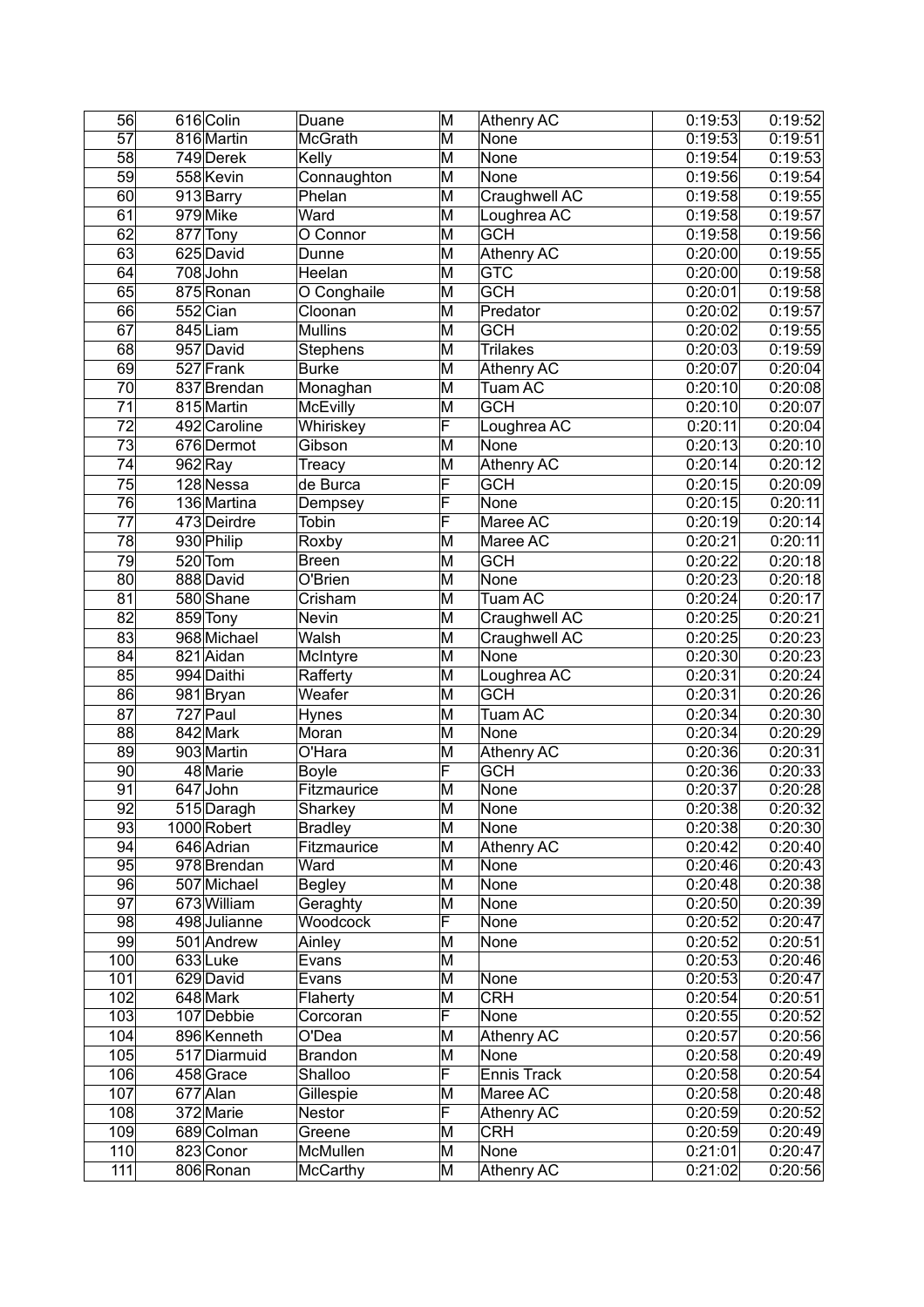| | | | | | | | |
|---|---|---|---|---|---|---|---|
| 56 | 616 | Colin | Duane | M | Athenry AC | 0:19:53 | 0:19:52 |
| 57 | 816 | Martin | McGrath | M | None | 0:19:53 | 0:19:51 |
| 58 | 749 | Derek | Kelly | M | None | 0:19:54 | 0:19:53 |
| 59 | 558 | Kevin | Connaughton | M | None | 0:19:56 | 0:19:54 |
| 60 | 913 | Barry | Phelan | M | Craughwell AC | 0:19:58 | 0:19:55 |
| 61 | 979 | Mike | Ward | M | Loughrea AC | 0:19:58 | 0:19:57 |
| 62 | 877 | Tony | O Connor | M | GCH | 0:19:58 | 0:19:56 |
| 63 | 625 | David | Dunne | M | Athenry AC | 0:20:00 | 0:19:55 |
| 64 | 708 | John | Heelan | M | GTC | 0:20:00 | 0:19:58 |
| 65 | 875 | Ronan | O Conghaile | M | GCH | 0:20:01 | 0:19:58 |
| 66 | 552 | Cian | Cloonan | M | Predator | 0:20:02 | 0:19:57 |
| 67 | 845 | Liam | Mullins | M | GCH | 0:20:02 | 0:19:55 |
| 68 | 957 | David | Stephens | M | Trilakes | 0:20:03 | 0:19:59 |
| 69 | 527 | Frank | Burke | M | Athenry AC | 0:20:07 | 0:20:04 |
| 70 | 837 | Brendan | Monaghan | M | Tuam AC | 0:20:10 | 0:20:08 |
| 71 | 815 | Martin | McEvilly | M | GCH | 0:20:10 | 0:20:07 |
| 72 | 492 | Caroline | Whiriskey | F | Loughrea AC | 0:20:11 | 0:20:04 |
| 73 | 676 | Dermot | Gibson | M | None | 0:20:13 | 0:20:10 |
| 74 | 962 | Ray | Treacy | M | Athenry AC | 0:20:14 | 0:20:12 |
| 75 | 128 | Nessa | de Burca | F | GCH | 0:20:15 | 0:20:09 |
| 76 | 136 | Martina | Dempsey | F | None | 0:20:15 | 0:20:11 |
| 77 | 473 | Deirdre | Tobin | F | Maree AC | 0:20:19 | 0:20:14 |
| 78 | 930 | Philip | Roxby | M | Maree AC | 0:20:21 | 0:20:11 |
| 79 | 520 | Tom | Breen | M | GCH | 0:20:22 | 0:20:18 |
| 80 | 888 | David | O'Brien | M | None | 0:20:23 | 0:20:18 |
| 81 | 580 | Shane | Crisham | M | Tuam AC | 0:20:24 | 0:20:17 |
| 82 | 859 | Tony | Nevin | M | Craughwell AC | 0:20:25 | 0:20:21 |
| 83 | 968 | Michael | Walsh | M | Craughwell AC | 0:20:25 | 0:20:23 |
| 84 | 821 | Aidan | McIntyre | M | None | 0:20:30 | 0:20:23 |
| 85 | 994 | Daithi | Rafferty | M | Loughrea AC | 0:20:31 | 0:20:24 |
| 86 | 981 | Bryan | Weafer | M | GCH | 0:20:31 | 0:20:26 |
| 87 | 727 | Paul | Hynes | M | Tuam AC | 0:20:34 | 0:20:30 |
| 88 | 842 | Mark | Moran | M | None | 0:20:34 | 0:20:29 |
| 89 | 903 | Martin | O'Hara | M | Athenry AC | 0:20:36 | 0:20:31 |
| 90 | 48 | Marie | Boyle | F | GCH | 0:20:36 | 0:20:33 |
| 91 | 647 | John | Fitzmaurice | M | None | 0:20:37 | 0:20:28 |
| 92 | 515 | Daragh | Sharkey | M | None | 0:20:38 | 0:20:32 |
| 93 | 1000 | Robert | Bradley | M | None | 0:20:38 | 0:20:30 |
| 94 | 646 | Adrian | Fitzmaurice | M | Athenry AC | 0:20:42 | 0:20:40 |
| 95 | 978 | Brendan | Ward | M | None | 0:20:46 | 0:20:43 |
| 96 | 507 | Michael | Begley | M | None | 0:20:48 | 0:20:38 |
| 97 | 673 | William | Geraghty | M | None | 0:20:50 | 0:20:39 |
| 98 | 498 | Julianne | Woodcock | F | None | 0:20:52 | 0:20:47 |
| 99 | 501 | Andrew | Ainley | M | None | 0:20:52 | 0:20:51 |
| 100 | 633 | Luke | Evans | M | | 0:20:53 | 0:20:46 |
| 101 | 629 | David | Evans | M | None | 0:20:53 | 0:20:47 |
| 102 | 648 | Mark | Flaherty | M | CRH | 0:20:54 | 0:20:51 |
| 103 | 107 | Debbie | Corcoran | F | None | 0:20:55 | 0:20:52 |
| 104 | 896 | Kenneth | O'Dea | M | Athenry AC | 0:20:57 | 0:20:56 |
| 105 | 517 | Diarmuid | Brandon | M | None | 0:20:58 | 0:20:49 |
| 106 | 458 | Grace | Shalloo | F | Ennis Track | 0:20:58 | 0:20:54 |
| 107 | 677 | Alan | Gillespie | M | Maree AC | 0:20:58 | 0:20:48 |
| 108 | 372 | Marie | Nestor | F | Athenry AC | 0:20:59 | 0:20:52 |
| 109 | 689 | Colman | Greene | M | CRH | 0:20:59 | 0:20:49 |
| 110 | 823 | Conor | McMullen | M | None | 0:21:01 | 0:20:47 |
| 111 | 806 | Ronan | McCarthy | M | Athenry AC | 0:21:02 | 0:20:56 |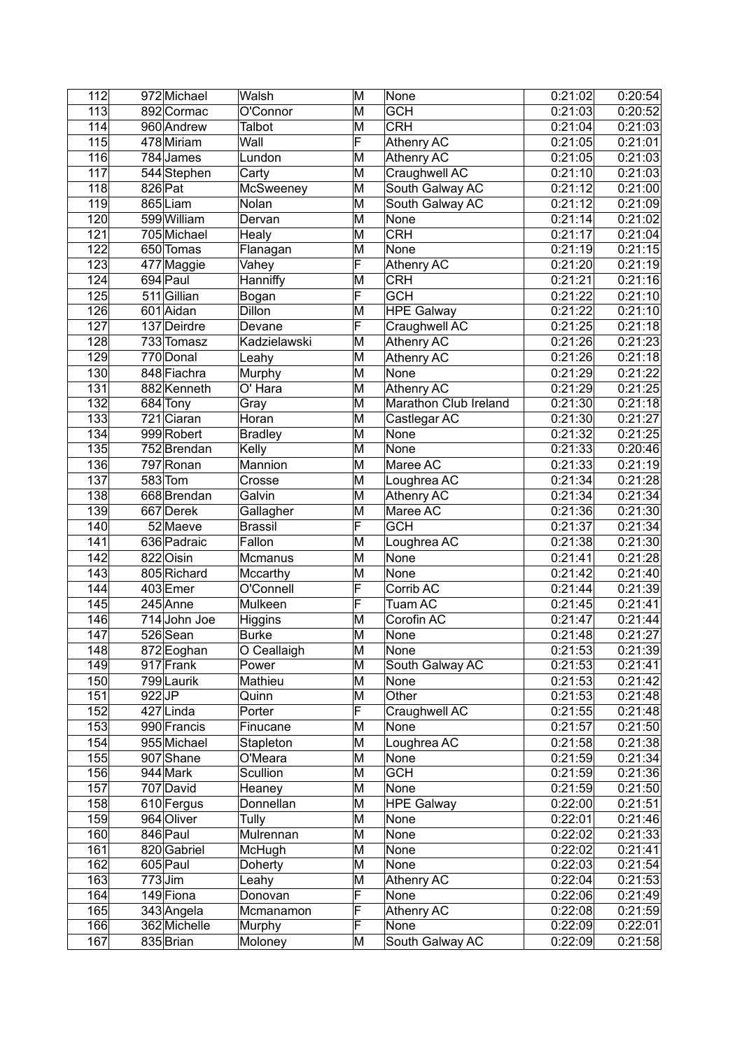| 112 | 972 | Michael | Walsh | M | None | 0:21:02 | 0:20:54 |
|---|---|---|---|---|---|---|---|
| 113 | 892 | Cormac | O'Connor | M | GCH | 0:21:03 | 0:20:52 |
| 114 | 960 | Andrew | Talbot | M | CRH | 0:21:04 | 0:21:03 |
| 115 | 478 | Miriam | Wall | F | Athenry AC | 0:21:05 | 0:21:01 |
| 116 | 784 | James | Lundon | M | Athenry AC | 0:21:05 | 0:21:03 |
| 117 | 544 | Stephen | Carty | M | Craughwell AC | 0:21:10 | 0:21:03 |
| 118 | 826 | Pat | McSweeney | M | South Galway AC | 0:21:12 | 0:21:00 |
| 119 | 865 | Liam | Nolan | M | South Galway AC | 0:21:12 | 0:21:09 |
| 120 | 599 | William | Dervan | M | None | 0:21:14 | 0:21:02 |
| 121 | 705 | Michael | Healy | M | CRH | 0:21:17 | 0:21:04 |
| 122 | 650 | Tomas | Flanagan | M | None | 0:21:19 | 0:21:15 |
| 123 | 477 | Maggie | Vahey | F | Athenry AC | 0:21:20 | 0:21:19 |
| 124 | 694 | Paul | Hanniffy | M | CRH | 0:21:21 | 0:21:16 |
| 125 | 511 | Gillian | Bogan | F | GCH | 0:21:22 | 0:21:10 |
| 126 | 601 | Aidan | Dillon | M | HPE Galway | 0:21:22 | 0:21:10 |
| 127 | 137 | Deirdre | Devane | F | Craughwell AC | 0:21:25 | 0:21:18 |
| 128 | 733 | Tomasz | Kadzielawski | M | Athenry AC | 0:21:26 | 0:21:23 |
| 129 | 770 | Donal | Leahy | M | Athenry AC | 0:21:26 | 0:21:18 |
| 130 | 848 | Fiachra | Murphy | M | None | 0:21:29 | 0:21:22 |
| 131 | 882 | Kenneth | O' Hara | M | Athenry AC | 0:21:29 | 0:21:25 |
| 132 | 684 | Tony | Gray | M | Marathon Club Ireland | 0:21:30 | 0:21:18 |
| 133 | 721 | Ciaran | Horan | M | Castlegar AC | 0:21:30 | 0:21:27 |
| 134 | 999 | Robert | Bradley | M | None | 0:21:32 | 0:21:25 |
| 135 | 752 | Brendan | Kelly | M | None | 0:21:33 | 0:20:46 |
| 136 | 797 | Ronan | Mannion | M | Maree AC | 0:21:33 | 0:21:19 |
| 137 | 583 | Tom | Crosse | M | Loughrea AC | 0:21:34 | 0:21:28 |
| 138 | 668 | Brendan | Galvin | M | Athenry AC | 0:21:34 | 0:21:34 |
| 139 | 667 | Derek | Gallagher | M | Maree AC | 0:21:36 | 0:21:30 |
| 140 | 52 | Maeve | Brassil | F | GCH | 0:21:37 | 0:21:34 |
| 141 | 636 | Padraic | Fallon | M | Loughrea AC | 0:21:38 | 0:21:30 |
| 142 | 822 | Oisin | Mcmanus | M | None | 0:21:41 | 0:21:28 |
| 143 | 805 | Richard | Mccarthy | M | None | 0:21:42 | 0:21:40 |
| 144 | 403 | Emer | O'Connell | F | Corrib AC | 0:21:44 | 0:21:39 |
| 145 | 245 | Anne | Mulkeen | F | Tuam AC | 0:21:45 | 0:21:41 |
| 146 | 714 | John Joe | Higgins | M | Corofin AC | 0:21:47 | 0:21:44 |
| 147 | 526 | Sean | Burke | M | None | 0:21:48 | 0:21:27 |
| 148 | 872 | Eoghan | O Ceallaigh | M | None | 0:21:53 | 0:21:39 |
| 149 | 917 | Frank | Power | M | South Galway AC | 0:21:53 | 0:21:41 |
| 150 | 799 | Laurik | Mathieu | M | None | 0:21:53 | 0:21:42 |
| 151 | 922 | JP | Quinn | M | Other | 0:21:53 | 0:21:48 |
| 152 | 427 | Linda | Porter | F | Craughwell AC | 0:21:55 | 0:21:48 |
| 153 | 990 | Francis | Finucane | M | None | 0:21:57 | 0:21:50 |
| 154 | 955 | Michael | Stapleton | M | Loughrea AC | 0:21:58 | 0:21:38 |
| 155 | 907 | Shane | O'Meara | M | None | 0:21:59 | 0:21:34 |
| 156 | 944 | Mark | Scullion | M | GCH | 0:21:59 | 0:21:36 |
| 157 | 707 | David | Heaney | M | None | 0:21:59 | 0:21:50 |
| 158 | 610 | Fergus | Donnellan | M | HPE Galway | 0:22:00 | 0:21:51 |
| 159 | 964 | Oliver | Tully | M | None | 0:22:01 | 0:21:46 |
| 160 | 846 | Paul | Mulrennan | M | None | 0:22:02 | 0:21:33 |
| 161 | 820 | Gabriel | McHugh | M | None | 0:22:02 | 0:21:41 |
| 162 | 605 | Paul | Doherty | M | None | 0:22:03 | 0:21:54 |
| 163 | 773 | Jim | Leahy | M | Athenry AC | 0:22:04 | 0:21:53 |
| 164 | 149 | Fiona | Donovan | F | None | 0:22:06 | 0:21:49 |
| 165 | 343 | Angela | Mcmanamon | F | Athenry AC | 0:22:08 | 0:21:59 |
| 166 | 362 | Michelle | Murphy | F | None | 0:22:09 | 0:22:01 |
| 167 | 835 | Brian | Moloney | M | South Galway AC | 0:22:09 | 0:21:58 |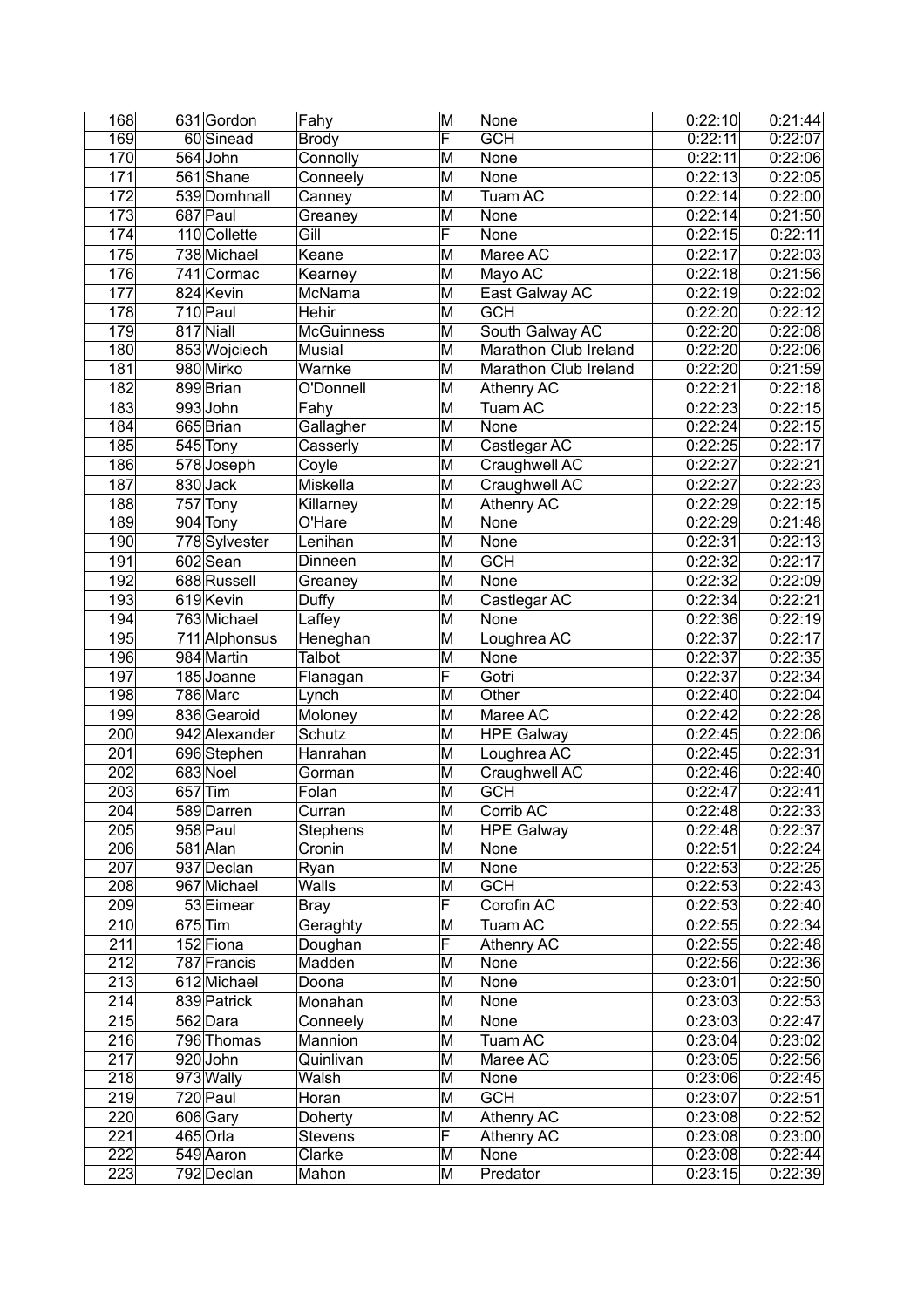| 168 | 631 | Gordon | Fahy | M | None | 0:22:10 | 0:21:44 |
|---|---|---|---|---|---|---|---|
| 169 | 60 | Sinead | Brody | F | GCH | 0:22:11 | 0:22:07 |
| 170 | 564 | John | Connolly | M | None | 0:22:11 | 0:22:06 |
| 171 | 561 | Shane | Conneely | M | None | 0:22:13 | 0:22:05 |
| 172 | 539 | Domhnall | Canney | M | Tuam AC | 0:22:14 | 0:22:00 |
| 173 | 687 | Paul | Greaney | M | None | 0:22:14 | 0:21:50 |
| 174 | 110 | Collette | Gill | F | None | 0:22:15 | 0:22:11 |
| 175 | 738 | Michael | Keane | M | Maree AC | 0:22:17 | 0:22:03 |
| 176 | 741 | Cormac | Kearney | M | Mayo AC | 0:22:18 | 0:21:56 |
| 177 | 824 | Kevin | McNama | M | East Galway AC | 0:22:19 | 0:22:02 |
| 178 | 710 | Paul | Hehir | M | GCH | 0:22:20 | 0:22:12 |
| 179 | 817 | Niall | McGuinness | M | South Galway AC | 0:22:20 | 0:22:08 |
| 180 | 853 | Wojciech | Musial | M | Marathon Club Ireland | 0:22:20 | 0:22:06 |
| 181 | 980 | Mirko | Warnke | M | Marathon Club Ireland | 0:22:20 | 0:21:59 |
| 182 | 899 | Brian | O'Donnell | M | Athenry AC | 0:22:21 | 0:22:18 |
| 183 | 993 | John | Fahy | M | Tuam AC | 0:22:23 | 0:22:15 |
| 184 | 665 | Brian | Gallagher | M | None | 0:22:24 | 0:22:15 |
| 185 | 545 | Tony | Casserly | M | Castlegar AC | 0:22:25 | 0:22:17 |
| 186 | 578 | Joseph | Coyle | M | Craughwell AC | 0:22:27 | 0:22:21 |
| 187 | 830 | Jack | Miskella | M | Craughwell AC | 0:22:27 | 0:22:23 |
| 188 | 757 | Tony | Killarney | M | Athenry AC | 0:22:29 | 0:22:15 |
| 189 | 904 | Tony | O'Hare | M | None | 0:22:29 | 0:21:48 |
| 190 | 778 | Sylvester | Lenihan | M | None | 0:22:31 | 0:22:13 |
| 191 | 602 | Sean | Dinneen | M | GCH | 0:22:32 | 0:22:17 |
| 192 | 688 | Russell | Greaney | M | None | 0:22:32 | 0:22:09 |
| 193 | 619 | Kevin | Duffy | M | Castlegar AC | 0:22:34 | 0:22:21 |
| 194 | 763 | Michael | Laffey | M | None | 0:22:36 | 0:22:19 |
| 195 | 711 | Alphonsus | Heneghan | M | Loughrea AC | 0:22:37 | 0:22:17 |
| 196 | 984 | Martin | Talbot | M | None | 0:22:37 | 0:22:35 |
| 197 | 185 | Joanne | Flanagan | F | Gotri | 0:22:37 | 0:22:34 |
| 198 | 786 | Marc | Lynch | M | Other | 0:22:40 | 0:22:04 |
| 199 | 836 | Gearoid | Moloney | M | Maree AC | 0:22:42 | 0:22:28 |
| 200 | 942 | Alexander | Schutz | M | HPE Galway | 0:22:45 | 0:22:06 |
| 201 | 696 | Stephen | Hanrahan | M | Loughrea AC | 0:22:45 | 0:22:31 |
| 202 | 683 | Noel | Gorman | M | Craughwell AC | 0:22:46 | 0:22:40 |
| 203 | 657 | Tim | Folan | M | GCH | 0:22:47 | 0:22:41 |
| 204 | 589 | Darren | Curran | M | Corrib AC | 0:22:48 | 0:22:33 |
| 205 | 958 | Paul | Stephens | M | HPE Galway | 0:22:48 | 0:22:37 |
| 206 | 581 | Alan | Cronin | M | None | 0:22:51 | 0:22:24 |
| 207 | 937 | Declan | Ryan | M | None | 0:22:53 | 0:22:25 |
| 208 | 967 | Michael | Walls | M | GCH | 0:22:53 | 0:22:43 |
| 209 | 53 | Eimear | Bray | F | Corofin AC | 0:22:53 | 0:22:40 |
| 210 | 675 | Tim | Geraghty | M | Tuam AC | 0:22:55 | 0:22:34 |
| 211 | 152 | Fiona | Doughan | F | Athenry AC | 0:22:55 | 0:22:48 |
| 212 | 787 | Francis | Madden | M | None | 0:22:56 | 0:22:36 |
| 213 | 612 | Michael | Doona | M | None | 0:23:01 | 0:22:50 |
| 214 | 839 | Patrick | Monahan | M | None | 0:23:03 | 0:22:53 |
| 215 | 562 | Dara | Conneely | M | None | 0:23:03 | 0:22:47 |
| 216 | 796 | Thomas | Mannion | M | Tuam AC | 0:23:04 | 0:23:02 |
| 217 | 920 | John | Quinlivan | M | Maree AC | 0:23:05 | 0:22:56 |
| 218 | 973 | Wally | Walsh | M | None | 0:23:06 | 0:22:45 |
| 219 | 720 | Paul | Horan | M | GCH | 0:23:07 | 0:22:51 |
| 220 | 606 | Gary | Doherty | M | Athenry AC | 0:23:08 | 0:22:52 |
| 221 | 465 | Orla | Stevens | F | Athenry AC | 0:23:08 | 0:23:00 |
| 222 | 549 | Aaron | Clarke | M | None | 0:23:08 | 0:22:44 |
| 223 | 792 | Declan | Mahon | M | Predator | 0:23:15 | 0:22:39 |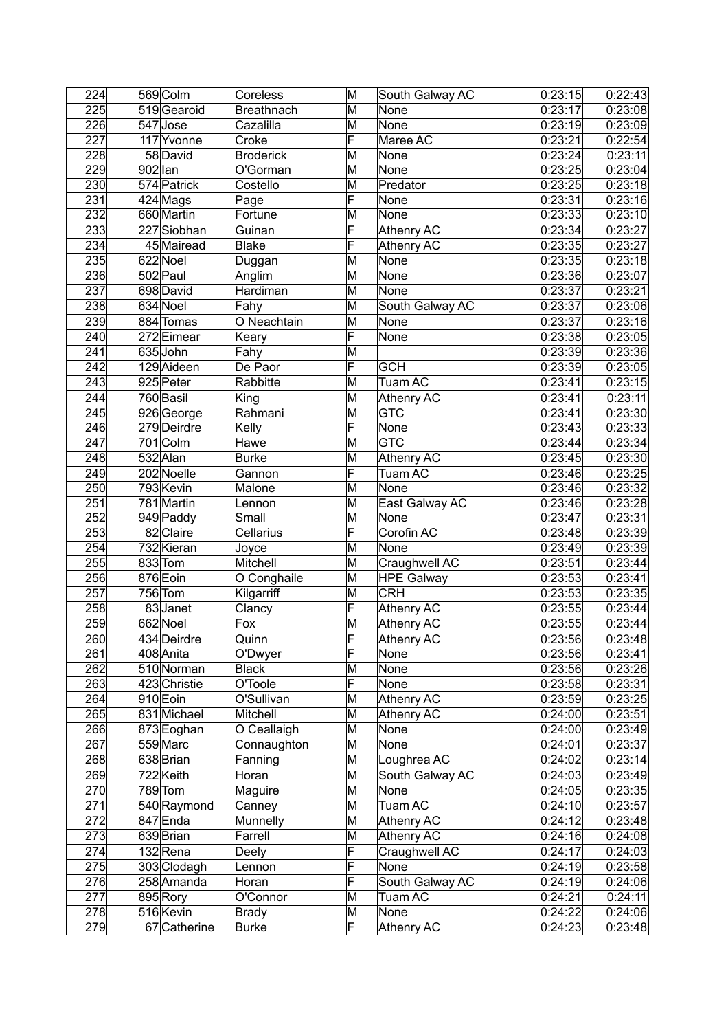| | | | | | | | |
|---|---|---|---|---|---|---|---|
| 224 | 569 | Colm | Coreless | M | South Galway AC | 0:23:15 | 0:22:43 |
| 225 | 519 | Gearoid | Breathnach | M | None | 0:23:17 | 0:23:08 |
| 226 | 547 | Jose | Cazalilla | M | None | 0:23:19 | 0:23:09 |
| 227 | 117 | Yvonne | Croke | F | Maree AC | 0:23:21 | 0:22:54 |
| 228 | 58 | David | Broderick | M | None | 0:23:24 | 0:23:11 |
| 229 | 902 | Ian | O'Gorman | M | None | 0:23:25 | 0:23:04 |
| 230 | 574 | Patrick | Costello | M | Predator | 0:23:25 | 0:23:18 |
| 231 | 424 | Mags | Page | F | None | 0:23:31 | 0:23:16 |
| 232 | 660 | Martin | Fortune | M | None | 0:23:33 | 0:23:10 |
| 233 | 227 | Siobhan | Guinan | F | Athenry AC | 0:23:34 | 0:23:27 |
| 234 | 45 | Mairead | Blake | F | Athenry AC | 0:23:35 | 0:23:27 |
| 235 | 622 | Noel | Duggan | M | None | 0:23:35 | 0:23:18 |
| 236 | 502 | Paul | Anglim | M | None | 0:23:36 | 0:23:07 |
| 237 | 698 | David | Hardiman | M | None | 0:23:37 | 0:23:21 |
| 238 | 634 | Noel | Fahy | M | South Galway AC | 0:23:37 | 0:23:06 |
| 239 | 884 | Tomas | O Neachtain | M | None | 0:23:37 | 0:23:16 |
| 240 | 272 | Eimear | Keary | F | None | 0:23:38 | 0:23:05 |
| 241 | 635 | John | Fahy | M | | 0:23:39 | 0:23:36 |
| 242 | 129 | Aideen | De Paor | F | GCH | 0:23:39 | 0:23:05 |
| 243 | 925 | Peter | Rabbitte | M | Tuam AC | 0:23:41 | 0:23:15 |
| 244 | 760 | Basil | King | M | Athenry AC | 0:23:41 | 0:23:11 |
| 245 | 926 | George | Rahmani | M | GTC | 0:23:41 | 0:23:30 |
| 246 | 279 | Deirdre | Kelly | F | None | 0:23:43 | 0:23:33 |
| 247 | 701 | Colm | Hawe | M | GTC | 0:23:44 | 0:23:34 |
| 248 | 532 | Alan | Burke | M | Athenry AC | 0:23:45 | 0:23:30 |
| 249 | 202 | Noelle | Gannon | F | Tuam AC | 0:23:46 | 0:23:25 |
| 250 | 793 | Kevin | Malone | M | None | 0:23:46 | 0:23:32 |
| 251 | 781 | Martin | Lennon | M | East Galway AC | 0:23:46 | 0:23:28 |
| 252 | 949 | Paddy | Small | M | None | 0:23:47 | 0:23:31 |
| 253 | 82 | Claire | Cellarius | F | Corofin AC | 0:23:48 | 0:23:39 |
| 254 | 732 | Kieran | Joyce | M | None | 0:23:49 | 0:23:39 |
| 255 | 833 | Tom | Mitchell | M | Craughwell AC | 0:23:51 | 0:23:44 |
| 256 | 876 | Eoin | O Conghaile | M | HPE Galway | 0:23:53 | 0:23:41 |
| 257 | 756 | Tom | Kilgarriff | M | CRH | 0:23:53 | 0:23:35 |
| 258 | 83 | Janet | Clancy | F | Athenry AC | 0:23:55 | 0:23:44 |
| 259 | 662 | Noel | Fox | M | Athenry AC | 0:23:55 | 0:23:44 |
| 260 | 434 | Deirdre | Quinn | F | Athenry AC | 0:23:56 | 0:23:48 |
| 261 | 408 | Anita | O'Dwyer | F | None | 0:23:56 | 0:23:41 |
| 262 | 510 | Norman | Black | M | None | 0:23:56 | 0:23:26 |
| 263 | 423 | Christie | O'Toole | F | None | 0:23:58 | 0:23:31 |
| 264 | 910 | Eoin | O'Sullivan | M | Athenry AC | 0:23:59 | 0:23:25 |
| 265 | 831 | Michael | Mitchell | M | Athenry AC | 0:24:00 | 0:23:51 |
| 266 | 873 | Eoghan | O Ceallaigh | M | None | 0:24:00 | 0:23:49 |
| 267 | 559 | Marc | Connaughton | M | None | 0:24:01 | 0:23:37 |
| 268 | 638 | Brian | Fanning | M | Loughrea AC | 0:24:02 | 0:23:14 |
| 269 | 722 | Keith | Horan | M | South Galway AC | 0:24:03 | 0:23:49 |
| 270 | 789 | Tom | Maguire | M | None | 0:24:05 | 0:23:35 |
| 271 | 540 | Raymond | Canney | M | Tuam AC | 0:24:10 | 0:23:57 |
| 272 | 847 | Enda | Munnelly | M | Athenry AC | 0:24:12 | 0:23:48 |
| 273 | 639 | Brian | Farrell | M | Athenry AC | 0:24:16 | 0:24:08 |
| 274 | 132 | Rena | Deely | F | Craughwell AC | 0:24:17 | 0:24:03 |
| 275 | 303 | Clodagh | Lennon | F | None | 0:24:19 | 0:23:58 |
| 276 | 258 | Amanda | Horan | F | South Galway AC | 0:24:19 | 0:24:06 |
| 277 | 895 | Rory | O'Connor | M | Tuam AC | 0:24:21 | 0:24:11 |
| 278 | 516 | Kevin | Brady | M | None | 0:24:22 | 0:24:06 |
| 279 | 67 | Catherine | Burke | F | Athenry AC | 0:24:23 | 0:23:48 |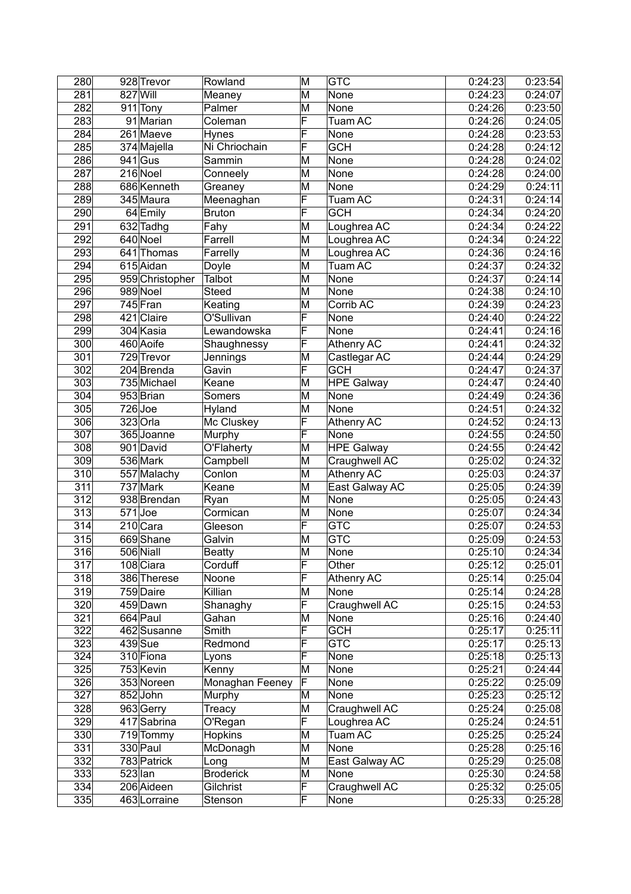| 280 | 928 | Trevor | Rowland | M | GTC | 0:24:23 | 0:23:54 |
|---|---|---|---|---|---|---|---|
| 281 | 827 | Will | Meaney | M | None | 0:24:23 | 0:24:07 |
| 282 | 911 | Tony | Palmer | M | None | 0:24:26 | 0:23:50 |
| 283 | 91 | Marian | Coleman | F | Tuam AC | 0:24:26 | 0:24:05 |
| 284 | 261 | Maeve | Hynes | F | None | 0:24:28 | 0:23:53 |
| 285 | 374 | Majella | Ni Chriochain | F | GCH | 0:24:28 | 0:24:12 |
| 286 | 941 | Gus | Sammin | M | None | 0:24:28 | 0:24:02 |
| 287 | 216 | Noel | Conneely | M | None | 0:24:28 | 0:24:00 |
| 288 | 686 | Kenneth | Greaney | M | None | 0:24:29 | 0:24:11 |
| 289 | 345 | Maura | Meenaghan | F | Tuam AC | 0:24:31 | 0:24:14 |
| 290 | 64 | Emily | Bruton | F | GCH | 0:24:34 | 0:24:20 |
| 291 | 632 | Tadhg | Fahy | M | Loughrea AC | 0:24:34 | 0:24:22 |
| 292 | 640 | Noel | Farrell | M | Loughrea AC | 0:24:34 | 0:24:22 |
| 293 | 641 | Thomas | Farrelly | M | Loughrea AC | 0:24:36 | 0:24:16 |
| 294 | 615 | Aidan | Doyle | M | Tuam AC | 0:24:37 | 0:24:32 |
| 295 | 959 | Christopher | Talbot | M | None | 0:24:37 | 0:24:14 |
| 296 | 989 | Noel | Steed | M | None | 0:24:38 | 0:24:10 |
| 297 | 745 | Fran | Keating | M | Corrib AC | 0:24:39 | 0:24:23 |
| 298 | 421 | Claire | O'Sullivan | F | None | 0:24:40 | 0:24:22 |
| 299 | 304 | Kasia | Lewandowska | F | None | 0:24:41 | 0:24:16 |
| 300 | 460 | Aoife | Shaughnessy | F | Athenry AC | 0:24:41 | 0:24:32 |
| 301 | 729 | Trevor | Jennings | M | Castlegar AC | 0:24:44 | 0:24:29 |
| 302 | 204 | Brenda | Gavin | F | GCH | 0:24:47 | 0:24:37 |
| 303 | 735 | Michael | Keane | M | HPE Galway | 0:24:47 | 0:24:40 |
| 304 | 953 | Brian | Somers | M | None | 0:24:49 | 0:24:36 |
| 305 | 726 | Joe | Hyland | M | None | 0:24:51 | 0:24:32 |
| 306 | 323 | Orla | Mc Cluskey | F | Athenry AC | 0:24:52 | 0:24:13 |
| 307 | 365 | Joanne | Murphy | F | None | 0:24:55 | 0:24:50 |
| 308 | 901 | David | O'Flaherty | M | HPE Galway | 0:24:55 | 0:24:42 |
| 309 | 536 | Mark | Campbell | M | Craughwell AC | 0:25:02 | 0:24:32 |
| 310 | 557 | Malachy | Conlon | M | Athenry AC | 0:25:03 | 0:24:37 |
| 311 | 737 | Mark | Keane | M | East Galway AC | 0:25:05 | 0:24:39 |
| 312 | 938 | Brendan | Ryan | M | None | 0:25:05 | 0:24:43 |
| 313 | 571 | Joe | Cormican | M | None | 0:25:07 | 0:24:34 |
| 314 | 210 | Cara | Gleeson | F | GTC | 0:25:07 | 0:24:53 |
| 315 | 669 | Shane | Galvin | M | GTC | 0:25:09 | 0:24:53 |
| 316 | 506 | Niall | Beatty | M | None | 0:25:10 | 0:24:34 |
| 317 | 108 | Ciara | Corduff | F | Other | 0:25:12 | 0:25:01 |
| 318 | 386 | Therese | Noone | F | Athenry AC | 0:25:14 | 0:25:04 |
| 319 | 759 | Daire | Killian | M | None | 0:25:14 | 0:24:28 |
| 320 | 459 | Dawn | Shanaghy | F | Craughwell AC | 0:25:15 | 0:24:53 |
| 321 | 664 | Paul | Gahan | M | None | 0:25:16 | 0:24:40 |
| 322 | 462 | Susanne | Smith | F | GCH | 0:25:17 | 0:25:11 |
| 323 | 439 | Sue | Redmond | F | GTC | 0:25:17 | 0:25:13 |
| 324 | 310 | Fiona | Lyons | F | None | 0:25:18 | 0:25:13 |
| 325 | 753 | Kevin | Kenny | M | None | 0:25:21 | 0:24:44 |
| 326 | 353 | Noreen | Monaghan Feeney | F | None | 0:25:22 | 0:25:09 |
| 327 | 852 | John | Murphy | M | None | 0:25:23 | 0:25:12 |
| 328 | 963 | Gerry | Treacy | M | Craughwell AC | 0:25:24 | 0:25:08 |
| 329 | 417 | Sabrina | O'Regan | F | Loughrea AC | 0:25:24 | 0:24:51 |
| 330 | 719 | Tommy | Hopkins | M | Tuam AC | 0:25:25 | 0:25:24 |
| 331 | 330 | Paul | McDonagh | M | None | 0:25:28 | 0:25:16 |
| 332 | 783 | Patrick | Long | M | East Galway AC | 0:25:29 | 0:25:08 |
| 333 | 523 | Ian | Broderick | M | None | 0:25:30 | 0:24:58 |
| 334 | 206 | Aideen | Gilchrist | F | Craughwell AC | 0:25:32 | 0:25:05 |
| 335 | 463 | Lorraine | Stenson | F | None | 0:25:33 | 0:25:28 |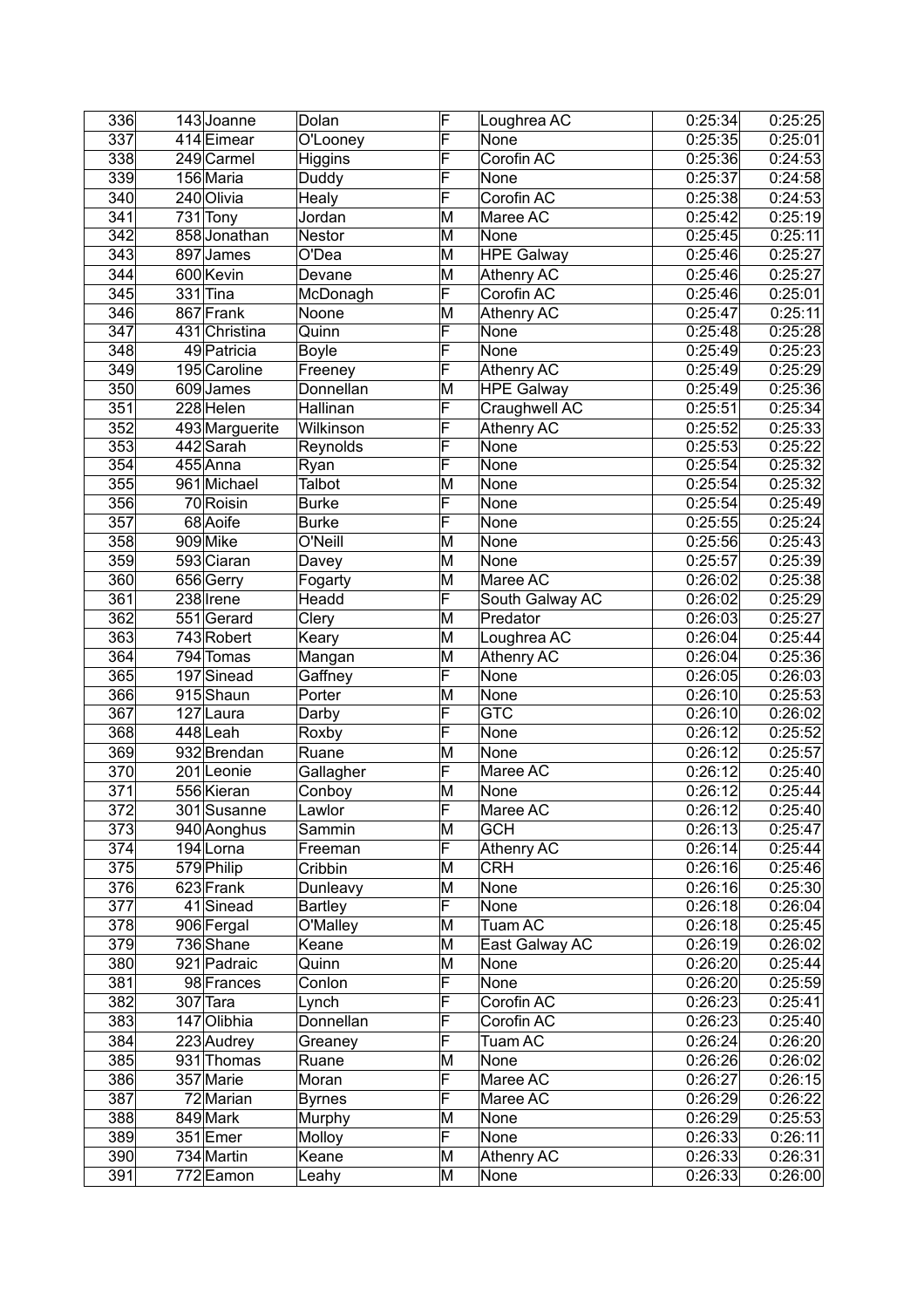| 336 | 143 | Joanne | Dolan | F | Loughrea AC | 0:25:34 | 0:25:25 |
|---|---|---|---|---|---|---|---|
| 337 | 414 | Eimear | O'Looney | F | None | 0:25:35 | 0:25:01 |
| 338 | 249 | Carmel | Higgins | F | Corofin AC | 0:25:36 | 0:24:53 |
| 339 | 156 | Maria | Duddy | F | None | 0:25:37 | 0:24:58 |
| 340 | 240 | Olivia | Healy | F | Corofin AC | 0:25:38 | 0:24:53 |
| 341 | 731 | Tony | Jordan | M | Maree AC | 0:25:42 | 0:25:19 |
| 342 | 858 | Jonathan | Nestor | M | None | 0:25:45 | 0:25:11 |
| 343 | 897 | James | O'Dea | M | HPE Galway | 0:25:46 | 0:25:27 |
| 344 | 600 | Kevin | Devane | M | Athenry AC | 0:25:46 | 0:25:27 |
| 345 | 331 | Tina | McDonagh | F | Corofin AC | 0:25:46 | 0:25:01 |
| 346 | 867 | Frank | Noone | M | Athenry AC | 0:25:47 | 0:25:11 |
| 347 | 431 | Christina | Quinn | F | None | 0:25:48 | 0:25:28 |
| 348 | 49 | Patricia | Boyle | F | None | 0:25:49 | 0:25:23 |
| 349 | 195 | Caroline | Freeney | F | Athenry AC | 0:25:49 | 0:25:29 |
| 350 | 609 | James | Donnellan | M | HPE Galway | 0:25:49 | 0:25:36 |
| 351 | 228 | Helen | Hallinan | F | Craughwell AC | 0:25:51 | 0:25:34 |
| 352 | 493 | Marguerite | Wilkinson | F | Athenry AC | 0:25:52 | 0:25:33 |
| 353 | 442 | Sarah | Reynolds | F | None | 0:25:53 | 0:25:22 |
| 354 | 455 | Anna | Ryan | F | None | 0:25:54 | 0:25:32 |
| 355 | 961 | Michael | Talbot | M | None | 0:25:54 | 0:25:32 |
| 356 | 70 | Roisin | Burke | F | None | 0:25:54 | 0:25:49 |
| 357 | 68 | Aoife | Burke | F | None | 0:25:55 | 0:25:24 |
| 358 | 909 | Mike | O'Neill | M | None | 0:25:56 | 0:25:43 |
| 359 | 593 | Ciaran | Davey | M | None | 0:25:57 | 0:25:39 |
| 360 | 656 | Gerry | Fogarty | M | Maree AC | 0:26:02 | 0:25:38 |
| 361 | 238 | Irene | Headd | F | South Galway AC | 0:26:02 | 0:25:29 |
| 362 | 551 | Gerard | Clery | M | Predator | 0:26:03 | 0:25:27 |
| 363 | 743 | Robert | Keary | M | Loughrea AC | 0:26:04 | 0:25:44 |
| 364 | 794 | Tomas | Mangan | M | Athenry AC | 0:26:04 | 0:25:36 |
| 365 | 197 | Sinead | Gaffney | F | None | 0:26:05 | 0:26:03 |
| 366 | 915 | Shaun | Porter | M | None | 0:26:10 | 0:25:53 |
| 367 | 127 | Laura | Darby | F | GTC | 0:26:10 | 0:26:02 |
| 368 | 448 | Leah | Roxby | F | None | 0:26:12 | 0:25:52 |
| 369 | 932 | Brendan | Ruane | M | None | 0:26:12 | 0:25:57 |
| 370 | 201 | Leonie | Gallagher | F | Maree AC | 0:26:12 | 0:25:40 |
| 371 | 556 | Kieran | Conboy | M | None | 0:26:12 | 0:25:44 |
| 372 | 301 | Susanne | Lawlor | F | Maree AC | 0:26:12 | 0:25:40 |
| 373 | 940 | Aonghus | Sammin | M | GCH | 0:26:13 | 0:25:47 |
| 374 | 194 | Lorna | Freeman | F | Athenry AC | 0:26:14 | 0:25:44 |
| 375 | 579 | Philip | Cribbin | M | CRH | 0:26:16 | 0:25:46 |
| 376 | 623 | Frank | Dunleavy | M | None | 0:26:16 | 0:25:30 |
| 377 | 41 | Sinead | Bartley | F | None | 0:26:18 | 0:26:04 |
| 378 | 906 | Fergal | O'Malley | M | Tuam AC | 0:26:18 | 0:25:45 |
| 379 | 736 | Shane | Keane | M | East Galway AC | 0:26:19 | 0:26:02 |
| 380 | 921 | Padraic | Quinn | M | None | 0:26:20 | 0:25:44 |
| 381 | 98 | Frances | Conlon | F | None | 0:26:20 | 0:25:59 |
| 382 | 307 | Tara | Lynch | F | Corofin AC | 0:26:23 | 0:25:41 |
| 383 | 147 | Olibhia | Donnellan | F | Corofin AC | 0:26:23 | 0:25:40 |
| 384 | 223 | Audrey | Greaney | F | Tuam AC | 0:26:24 | 0:26:20 |
| 385 | 931 | Thomas | Ruane | M | None | 0:26:26 | 0:26:02 |
| 386 | 357 | Marie | Moran | F | Maree AC | 0:26:27 | 0:26:15 |
| 387 | 72 | Marian | Byrnes | F | Maree AC | 0:26:29 | 0:26:22 |
| 388 | 849 | Mark | Murphy | M | None | 0:26:29 | 0:25:53 |
| 389 | 351 | Emer | Molloy | F | None | 0:26:33 | 0:26:11 |
| 390 | 734 | Martin | Keane | M | Athenry AC | 0:26:33 | 0:26:31 |
| 391 | 772 | Eamon | Leahy | M | None | 0:26:33 | 0:26:00 |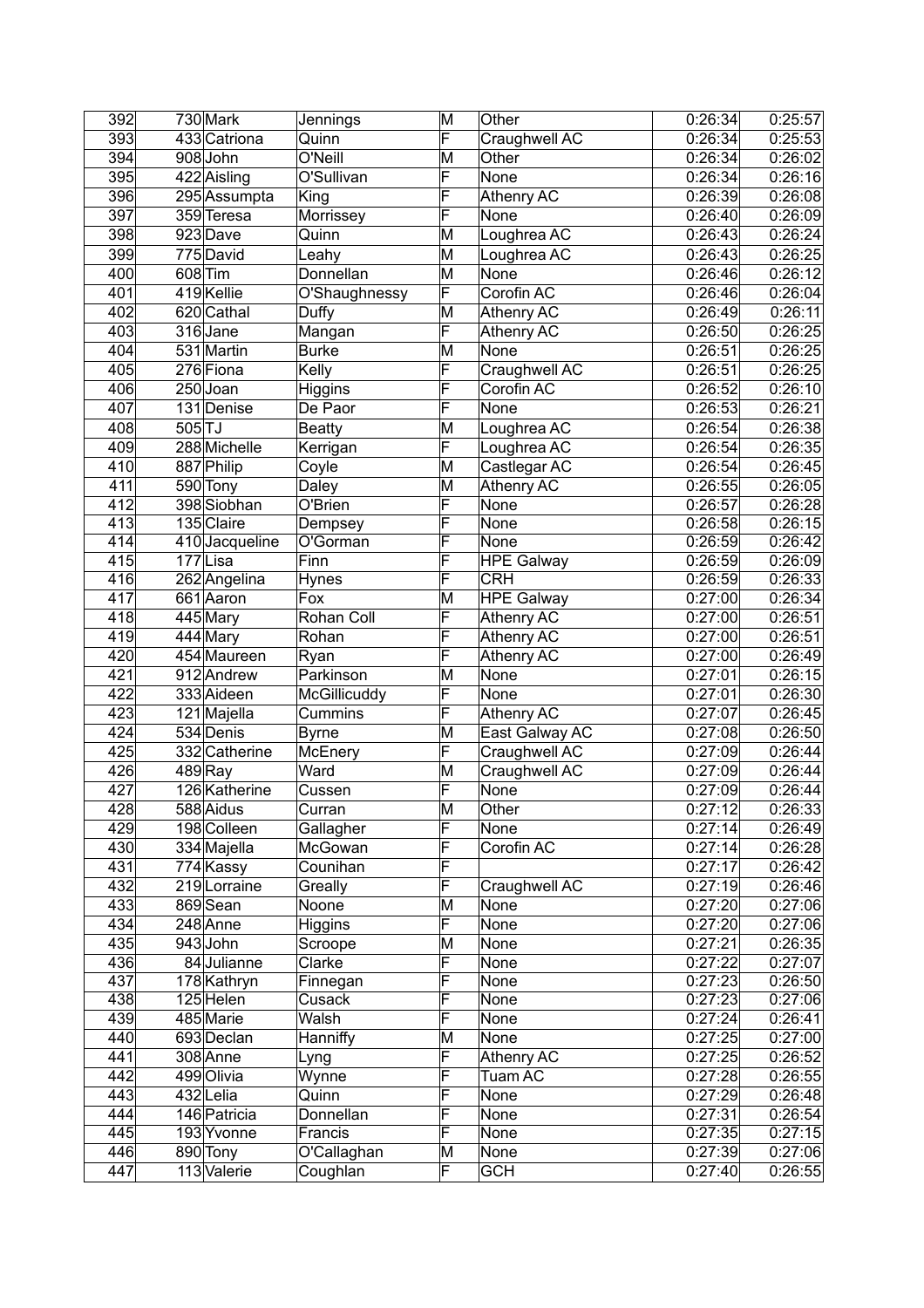| 392 | 730 | Mark | Jennings | M | Other | 0:26:34 | 0:25:57 |
|---|---|---|---|---|---|---|---|
| 393 | 433 | Catriona | Quinn | F | Craughwell AC | 0:26:34 | 0:25:53 |
| 394 | 908 | John | O'Neill | M | Other | 0:26:34 | 0:26:02 |
| 395 | 422 | Aisling | O'Sullivan | F | None | 0:26:34 | 0:26:16 |
| 396 | 295 | Assumpta | King | F | Athenry AC | 0:26:39 | 0:26:08 |
| 397 | 359 | Teresa | Morrissey | F | None | 0:26:40 | 0:26:09 |
| 398 | 923 | Dave | Quinn | M | Loughrea AC | 0:26:43 | 0:26:24 |
| 399 | 775 | David | Leahy | M | Loughrea AC | 0:26:43 | 0:26:25 |
| 400 | 608 | Tim | Donnellan | M | None | 0:26:46 | 0:26:12 |
| 401 | 419 | Kellie | O'Shaughnessy | F | Corofin AC | 0:26:46 | 0:26:04 |
| 402 | 620 | Cathal | Duffy | M | Athenry AC | 0:26:49 | 0:26:11 |
| 403 | 316 | Jane | Mangan | F | Athenry AC | 0:26:50 | 0:26:25 |
| 404 | 531 | Martin | Burke | M | None | 0:26:51 | 0:26:25 |
| 405 | 276 | Fiona | Kelly | F | Craughwell AC | 0:26:51 | 0:26:25 |
| 406 | 250 | Joan | Higgins | F | Corofin AC | 0:26:52 | 0:26:10 |
| 407 | 131 | Denise | De Paor | F | None | 0:26:53 | 0:26:21 |
| 408 | 505 | TJ | Beatty | M | Loughrea AC | 0:26:54 | 0:26:38 |
| 409 | 288 | Michelle | Kerrigan | F | Loughrea AC | 0:26:54 | 0:26:35 |
| 410 | 887 | Philip | Coyle | M | Castlegar AC | 0:26:54 | 0:26:45 |
| 411 | 590 | Tony | Daley | M | Athenry AC | 0:26:55 | 0:26:05 |
| 412 | 398 | Siobhan | O'Brien | F | None | 0:26:57 | 0:26:28 |
| 413 | 135 | Claire | Dempsey | F | None | 0:26:58 | 0:26:15 |
| 414 | 410 | Jacqueline | O'Gorman | F | None | 0:26:59 | 0:26:42 |
| 415 | 177 | Lisa | Finn | F | HPE Galway | 0:26:59 | 0:26:09 |
| 416 | 262 | Angelina | Hynes | F | CRH | 0:26:59 | 0:26:33 |
| 417 | 661 | Aaron | Fox | M | HPE Galway | 0:27:00 | 0:26:34 |
| 418 | 445 | Mary | Rohan Coll | F | Athenry AC | 0:27:00 | 0:26:51 |
| 419 | 444 | Mary | Rohan | F | Athenry AC | 0:27:00 | 0:26:51 |
| 420 | 454 | Maureen | Ryan | F | Athenry AC | 0:27:00 | 0:26:49 |
| 421 | 912 | Andrew | Parkinson | M | None | 0:27:01 | 0:26:15 |
| 422 | 333 | Aideen | McGillicuddy | F | None | 0:27:01 | 0:26:30 |
| 423 | 121 | Majella | Cummins | F | Athenry AC | 0:27:07 | 0:26:45 |
| 424 | 534 | Denis | Byrne | M | East Galway AC | 0:27:08 | 0:26:50 |
| 425 | 332 | Catherine | McEnery | F | Craughwell AC | 0:27:09 | 0:26:44 |
| 426 | 489 | Ray | Ward | M | Craughwell AC | 0:27:09 | 0:26:44 |
| 427 | 126 | Katherine | Cussen | F | None | 0:27:09 | 0:26:44 |
| 428 | 588 | Aidus | Curran | M | Other | 0:27:12 | 0:26:33 |
| 429 | 198 | Colleen | Gallagher | F | None | 0:27:14 | 0:26:49 |
| 430 | 334 | Majella | McGowan | F | Corofin AC | 0:27:14 | 0:26:28 |
| 431 | 774 | Kassy | Counihan | F |  | 0:27:17 | 0:26:42 |
| 432 | 219 | Lorraine | Greally | F | Craughwell AC | 0:27:19 | 0:26:46 |
| 433 | 869 | Sean | Noone | M | None | 0:27:20 | 0:27:06 |
| 434 | 248 | Anne | Higgins | F | None | 0:27:20 | 0:27:06 |
| 435 | 943 | John | Scroope | M | None | 0:27:21 | 0:26:35 |
| 436 | 84 | Julianne | Clarke | F | None | 0:27:22 | 0:27:07 |
| 437 | 178 | Kathryn | Finnegan | F | None | 0:27:23 | 0:26:50 |
| 438 | 125 | Helen | Cusack | F | None | 0:27:23 | 0:27:06 |
| 439 | 485 | Marie | Walsh | F | None | 0:27:24 | 0:26:41 |
| 440 | 693 | Declan | Hanniffy | M | None | 0:27:25 | 0:27:00 |
| 441 | 308 | Anne | Lyng | F | Athenry AC | 0:27:25 | 0:26:52 |
| 442 | 499 | Olivia | Wynne | F | Tuam AC | 0:27:28 | 0:26:55 |
| 443 | 432 | Lelia | Quinn | F | None | 0:27:29 | 0:26:48 |
| 444 | 146 | Patricia | Donnellan | F | None | 0:27:31 | 0:26:54 |
| 445 | 193 | Yvonne | Francis | F | None | 0:27:35 | 0:27:15 |
| 446 | 890 | Tony | O'Callaghan | M | None | 0:27:39 | 0:27:06 |
| 447 | 113 | Valerie | Coughlan | F | GCH | 0:27:40 | 0:26:55 |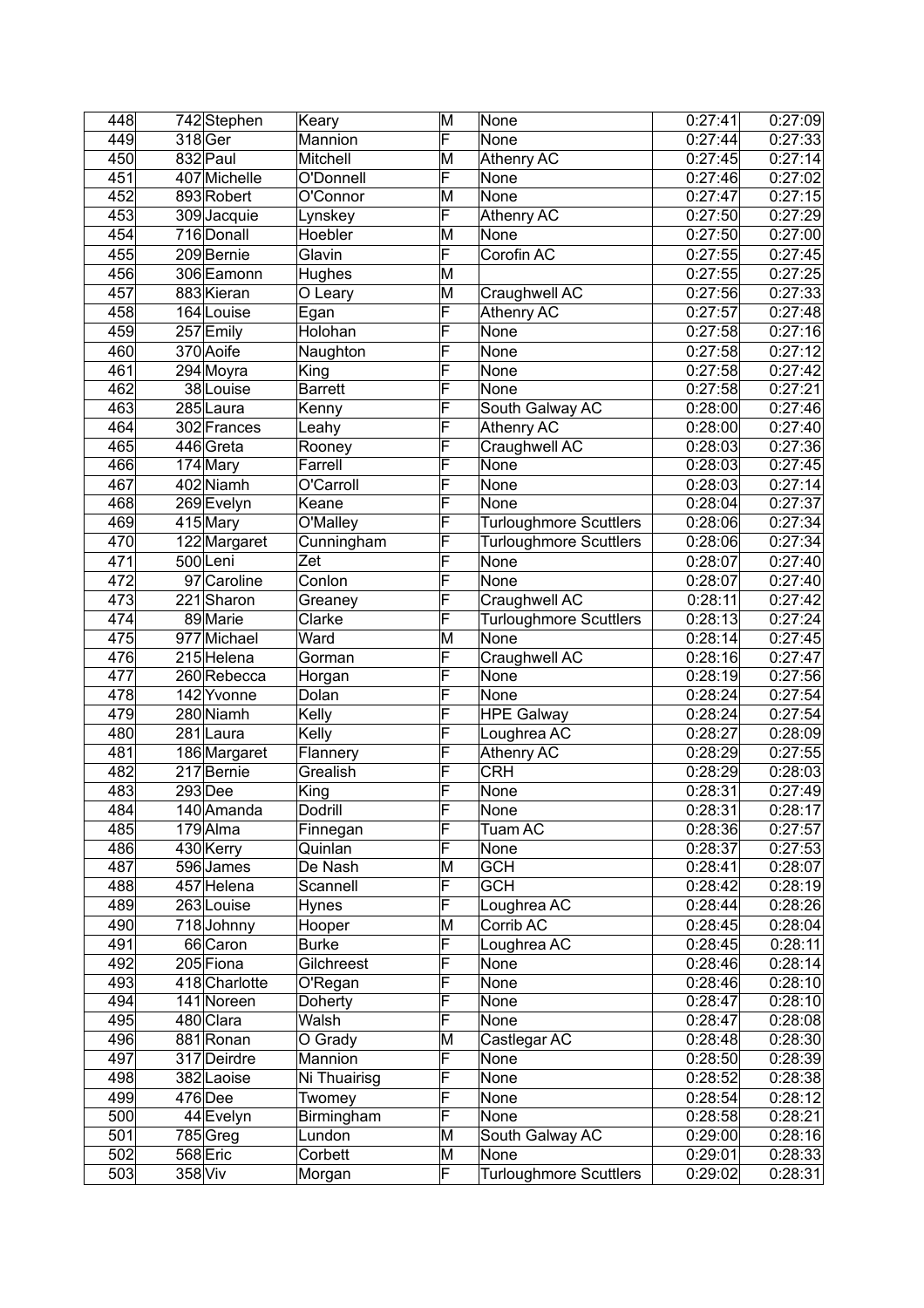| 448 | 742 | Stephen | Keary | M | None | 0:27:41 | 0:27:09 |
|---|---|---|---|---|---|---|---|
| 449 | 318 | Ger | Mannion | F | None | 0:27:44 | 0:27:33 |
| 450 | 832 | Paul | Mitchell | M | Athenry AC | 0:27:45 | 0:27:14 |
| 451 | 407 | Michelle | O'Donnell | F | None | 0:27:46 | 0:27:02 |
| 452 | 893 | Robert | O'Connor | M | None | 0:27:47 | 0:27:15 |
| 453 | 309 | Jacquie | Lynskey | F | Athenry AC | 0:27:50 | 0:27:29 |
| 454 | 716 | Donall | Hoebler | M | None | 0:27:50 | 0:27:00 |
| 455 | 209 | Bernie | Glavin | F | Corofin AC | 0:27:55 | 0:27:45 |
| 456 | 306 | Eamonn | Hughes | M | | 0:27:55 | 0:27:25 |
| 457 | 883 | Kieran | O Leary | M | Craughwell AC | 0:27:56 | 0:27:33 |
| 458 | 164 | Louise | Egan | F | Athenry AC | 0:27:57 | 0:27:48 |
| 459 | 257 | Emily | Holohan | F | None | 0:27:58 | 0:27:16 |
| 460 | 370 | Aoife | Naughton | F | None | 0:27:58 | 0:27:12 |
| 461 | 294 | Moyra | King | F | None | 0:27:58 | 0:27:42 |
| 462 | 38 | Louise | Barrett | F | None | 0:27:58 | 0:27:21 |
| 463 | 285 | Laura | Kenny | F | South Galway AC | 0:28:00 | 0:27:46 |
| 464 | 302 | Frances | Leahy | F | Athenry AC | 0:28:00 | 0:27:40 |
| 465 | 446 | Greta | Rooney | F | Craughwell AC | 0:28:03 | 0:27:36 |
| 466 | 174 | Mary | Farrell | F | None | 0:28:03 | 0:27:45 |
| 467 | 402 | Niamh | O'Carroll | F | None | 0:28:03 | 0:27:14 |
| 468 | 269 | Evelyn | Keane | F | None | 0:28:04 | 0:27:37 |
| 469 | 415 | Mary | O'Malley | F | Turloughmore Scuttlers | 0:28:06 | 0:27:34 |
| 470 | 122 | Margaret | Cunningham | F | Turloughmore Scuttlers | 0:28:06 | 0:27:34 |
| 471 | 500 | Leni | Zet | F | None | 0:28:07 | 0:27:40 |
| 472 | 97 | Caroline | Conlon | F | None | 0:28:07 | 0:27:40 |
| 473 | 221 | Sharon | Greaney | F | Craughwell AC | 0:28:11 | 0:27:42 |
| 474 | 89 | Marie | Clarke | F | Turloughmore Scuttlers | 0:28:13 | 0:27:24 |
| 475 | 977 | Michael | Ward | M | None | 0:28:14 | 0:27:45 |
| 476 | 215 | Helena | Gorman | F | Craughwell AC | 0:28:16 | 0:27:47 |
| 477 | 260 | Rebecca | Horgan | F | None | 0:28:19 | 0:27:56 |
| 478 | 142 | Yvonne | Dolan | F | None | 0:28:24 | 0:27:54 |
| 479 | 280 | Niamh | Kelly | F | HPE Galway | 0:28:24 | 0:27:54 |
| 480 | 281 | Laura | Kelly | F | Loughrea AC | 0:28:27 | 0:28:09 |
| 481 | 186 | Margaret | Flannery | F | Athenry AC | 0:28:29 | 0:27:55 |
| 482 | 217 | Bernie | Grealish | F | CRH | 0:28:29 | 0:28:03 |
| 483 | 293 | Dee | King | F | None | 0:28:31 | 0:27:49 |
| 484 | 140 | Amanda | Dodrill | F | None | 0:28:31 | 0:28:17 |
| 485 | 179 | Alma | Finnegan | F | Tuam AC | 0:28:36 | 0:27:57 |
| 486 | 430 | Kerry | Quinlan | F | None | 0:28:37 | 0:27:53 |
| 487 | 596 | James | De Nash | M | GCH | 0:28:41 | 0:28:07 |
| 488 | 457 | Helena | Scannell | F | GCH | 0:28:42 | 0:28:19 |
| 489 | 263 | Louise | Hynes | F | Loughrea AC | 0:28:44 | 0:28:26 |
| 490 | 718 | Johnny | Hooper | M | Corrib AC | 0:28:45 | 0:28:04 |
| 491 | 66 | Caron | Burke | F | Loughrea AC | 0:28:45 | 0:28:11 |
| 492 | 205 | Fiona | Gilchreest | F | None | 0:28:46 | 0:28:14 |
| 493 | 418 | Charlotte | O'Regan | F | None | 0:28:46 | 0:28:10 |
| 494 | 141 | Noreen | Doherty | F | None | 0:28:47 | 0:28:10 |
| 495 | 480 | Clara | Walsh | F | None | 0:28:47 | 0:28:08 |
| 496 | 881 | Ronan | O Grady | M | Castlegar AC | 0:28:48 | 0:28:30 |
| 497 | 317 | Deirdre | Mannion | F | None | 0:28:50 | 0:28:39 |
| 498 | 382 | Laoise | Ni Thuairisg | F | None | 0:28:52 | 0:28:38 |
| 499 | 476 | Dee | Twomey | F | None | 0:28:54 | 0:28:12 |
| 500 | 44 | Evelyn | Birmingham | F | None | 0:28:58 | 0:28:21 |
| 501 | 785 | Greg | Lundon | M | South Galway AC | 0:29:00 | 0:28:16 |
| 502 | 568 | Eric | Corbett | M | None | 0:29:01 | 0:28:33 |
| 503 | 358 | Viv | Morgan | F | Turloughmore Scuttlers | 0:29:02 | 0:28:31 |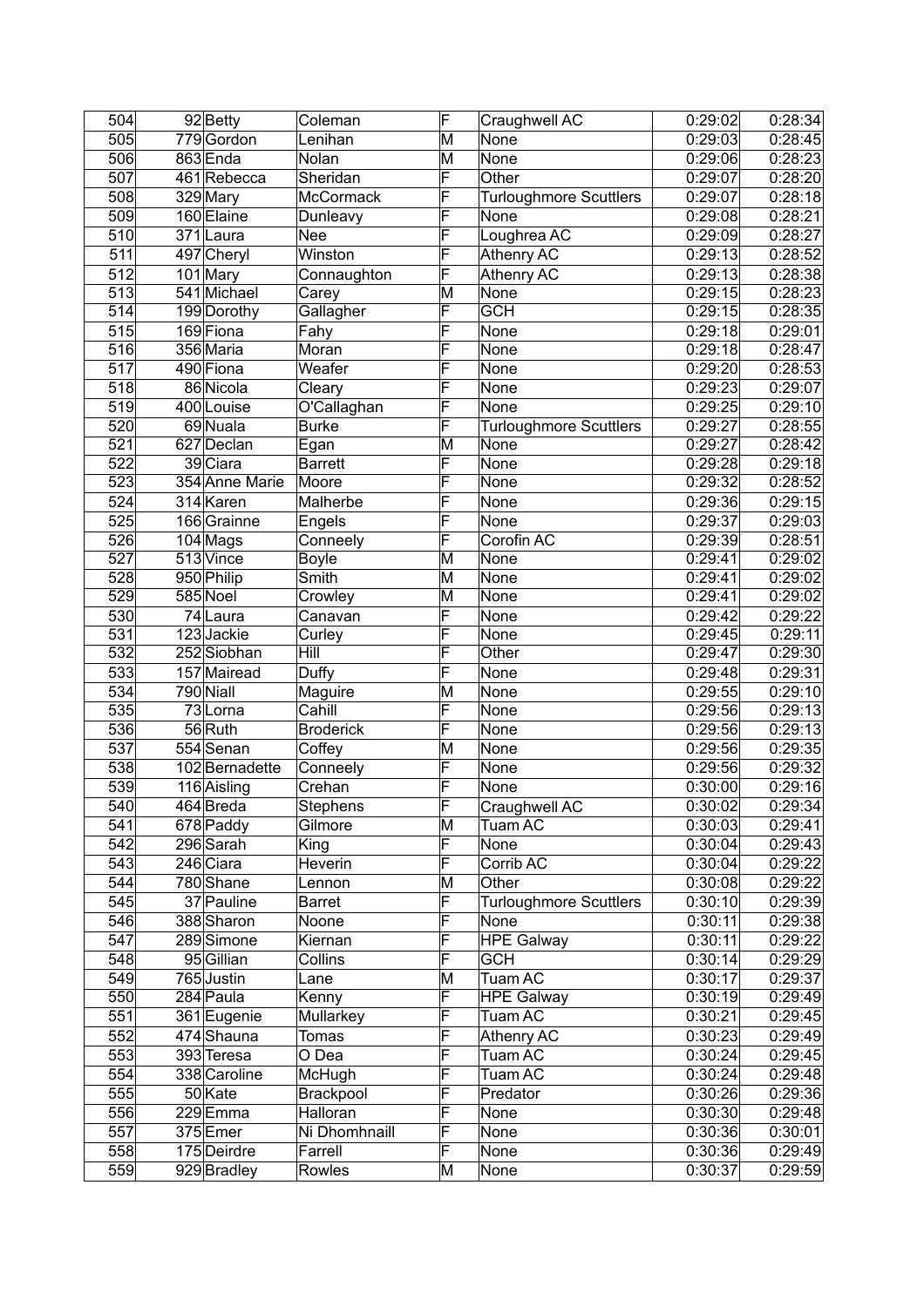| 504 | 92 | Betty | Coleman | F | Craughwell AC | 0:29:02 | 0:28:34 |
|---|---|---|---|---|---|---|---|
| 505 | 779 | Gordon | Lenihan | M | None | 0:29:03 | 0:28:45 |
| 506 | 863 | Enda | Nolan | M | None | 0:29:06 | 0:28:23 |
| 507 | 461 | Rebecca | Sheridan | F | Other | 0:29:07 | 0:28:20 |
| 508 | 329 | Mary | McCormack | F | Turloughmore Scuttlers | 0:29:07 | 0:28:18 |
| 509 | 160 | Elaine | Dunleavy | F | None | 0:29:08 | 0:28:21 |
| 510 | 371 | Laura | Nee | F | Loughrea AC | 0:29:09 | 0:28:27 |
| 511 | 497 | Cheryl | Winston | F | Athenry AC | 0:29:13 | 0:28:52 |
| 512 | 101 | Mary | Connaughton | F | Athenry AC | 0:29:13 | 0:28:38 |
| 513 | 541 | Michael | Carey | M | None | 0:29:15 | 0:28:23 |
| 514 | 199 | Dorothy | Gallagher | F | GCH | 0:29:15 | 0:28:35 |
| 515 | 169 | Fiona | Fahy | F | None | 0:29:18 | 0:29:01 |
| 516 | 356 | Maria | Moran | F | None | 0:29:18 | 0:28:47 |
| 517 | 490 | Fiona | Weafer | F | None | 0:29:20 | 0:28:53 |
| 518 | 86 | Nicola | Cleary | F | None | 0:29:23 | 0:29:07 |
| 519 | 400 | Louise | O'Callaghan | F | None | 0:29:25 | 0:29:10 |
| 520 | 69 | Nuala | Burke | F | Turloughmore Scuttlers | 0:29:27 | 0:28:55 |
| 521 | 627 | Declan | Egan | M | None | 0:29:27 | 0:28:42 |
| 522 | 39 | Ciara | Barrett | F | None | 0:29:28 | 0:29:18 |
| 523 | 354 | Anne Marie | Moore | F | None | 0:29:32 | 0:28:52 |
| 524 | 314 | Karen | Malherbe | F | None | 0:29:36 | 0:29:15 |
| 525 | 166 | Grainne | Engels | F | None | 0:29:37 | 0:29:03 |
| 526 | 104 | Mags | Conneely | F | Corofin AC | 0:29:39 | 0:28:51 |
| 527 | 513 | Vince | Boyle | M | None | 0:29:41 | 0:29:02 |
| 528 | 950 | Philip | Smith | M | None | 0:29:41 | 0:29:02 |
| 529 | 585 | Noel | Crowley | M | None | 0:29:41 | 0:29:02 |
| 530 | 74 | Laura | Canavan | F | None | 0:29:42 | 0:29:22 |
| 531 | 123 | Jackie | Curley | F | None | 0:29:45 | 0:29:11 |
| 532 | 252 | Siobhan | Hill | F | Other | 0:29:47 | 0:29:30 |
| 533 | 157 | Mairead | Duffy | F | None | 0:29:48 | 0:29:31 |
| 534 | 790 | Niall | Maguire | M | None | 0:29:55 | 0:29:10 |
| 535 | 73 | Lorna | Cahill | F | None | 0:29:56 | 0:29:13 |
| 536 | 56 | Ruth | Broderick | F | None | 0:29:56 | 0:29:13 |
| 537 | 554 | Senan | Coffey | M | None | 0:29:56 | 0:29:35 |
| 538 | 102 | Bernadette | Conneely | F | None | 0:29:56 | 0:29:32 |
| 539 | 116 | Aisling | Crehan | F | None | 0:30:00 | 0:29:16 |
| 540 | 464 | Breda | Stephens | F | Craughwell AC | 0:30:02 | 0:29:34 |
| 541 | 678 | Paddy | Gilmore | M | Tuam AC | 0:30:03 | 0:29:41 |
| 542 | 296 | Sarah | King | F | None | 0:30:04 | 0:29:43 |
| 543 | 246 | Ciara | Heverin | F | Corrib AC | 0:30:04 | 0:29:22 |
| 544 | 780 | Shane | Lennon | M | Other | 0:30:08 | 0:29:22 |
| 545 | 37 | Pauline | Barret | F | Turloughmore Scuttlers | 0:30:10 | 0:29:39 |
| 546 | 388 | Sharon | Noone | F | None | 0:30:11 | 0:29:38 |
| 547 | 289 | Simone | Kiernan | F | HPE Galway | 0:30:11 | 0:29:22 |
| 548 | 95 | Gillian | Collins | F | GCH | 0:30:14 | 0:29:29 |
| 549 | 765 | Justin | Lane | M | Tuam AC | 0:30:17 | 0:29:37 |
| 550 | 284 | Paula | Kenny | F | HPE Galway | 0:30:19 | 0:29:49 |
| 551 | 361 | Eugenie | Mullarkey | F | Tuam AC | 0:30:21 | 0:29:45 |
| 552 | 474 | Shauna | Tomas | F | Athenry AC | 0:30:23 | 0:29:49 |
| 553 | 393 | Teresa | O Dea | F | Tuam AC | 0:30:24 | 0:29:45 |
| 554 | 338 | Caroline | McHugh | F | Tuam AC | 0:30:24 | 0:29:48 |
| 555 | 50 | Kate | Brackpool | F | Predator | 0:30:26 | 0:29:36 |
| 556 | 229 | Emma | Halloran | F | None | 0:30:30 | 0:29:48 |
| 557 | 375 | Emer | Ni Dhomhnaill | F | None | 0:30:36 | 0:30:01 |
| 558 | 175 | Deirdre | Farrell | F | None | 0:30:36 | 0:29:49 |
| 559 | 929 | Bradley | Rowles | M | None | 0:30:37 | 0:29:59 |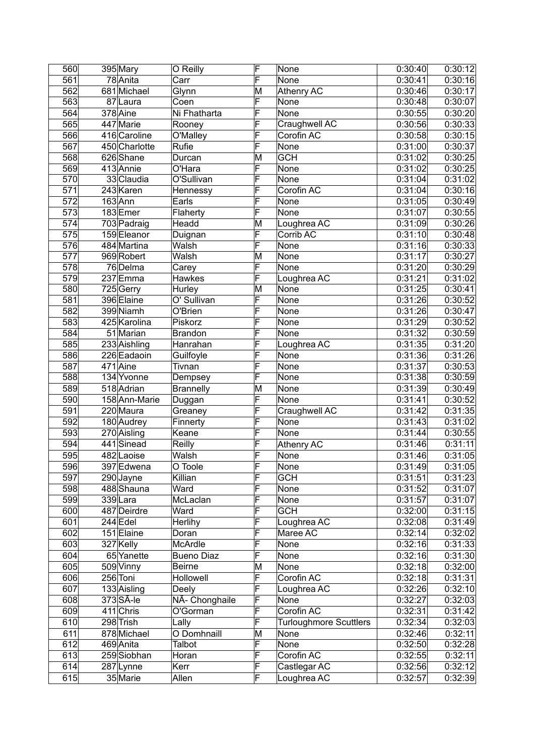| 560 | 395 | Mary | O Reilly | F | None | 0:30:40 | 0:30:12 |
|---|---|---|---|---|---|---|---|
| 561 | 78 | Anita | Carr | F | None | 0:30:41 | 0:30:16 |
| 562 | 681 | Michael | Glynn | M | Athenry AC | 0:30:46 | 0:30:17 |
| 563 | 87 | Laura | Coen | F | None | 0:30:48 | 0:30:07 |
| 564 | 378 | Aine | Ni Fhatharta | F | None | 0:30:55 | 0:30:20 |
| 565 | 447 | Marie | Rooney | F | Craughwell AC | 0:30:56 | 0:30:33 |
| 566 | 416 | Caroline | O'Malley | F | Corofin AC | 0:30:58 | 0:30:15 |
| 567 | 450 | Charlotte | Rufie | F | None | 0:31:00 | 0:30:37 |
| 568 | 626 | Shane | Durcan | M | GCH | 0:31:02 | 0:30:25 |
| 569 | 413 | Annie | O'Hara | F | None | 0:31:02 | 0:30:25 |
| 570 | 33 | Claudia | O'Sullivan | F | None | 0:31:04 | 0:31:02 |
| 571 | 243 | Karen | Hennessy | F | Corofin AC | 0:31:04 | 0:30:16 |
| 572 | 163 | Ann | Earls | F | None | 0:31:05 | 0:30:49 |
| 573 | 183 | Emer | Flaherty | F | None | 0:31:07 | 0:30:55 |
| 574 | 703 | Padraig | Headd | M | Loughrea AC | 0:31:09 | 0:30:26 |
| 575 | 159 | Eleanor | Duignan | F | Corrib AC | 0:31:10 | 0:30:48 |
| 576 | 484 | Martina | Walsh | F | None | 0:31:16 | 0:30:33 |
| 577 | 969 | Robert | Walsh | M | None | 0:31:17 | 0:30:27 |
| 578 | 76 | Delma | Carey | F | None | 0:31:20 | 0:30:29 |
| 579 | 237 | Emma | Hawkes | F | Loughrea AC | 0:31:21 | 0:31:02 |
| 580 | 725 | Gerry | Hurley | M | None | 0:31:25 | 0:30:41 |
| 581 | 396 | Elaine | O' Sullivan | F | None | 0:31:26 | 0:30:52 |
| 582 | 399 | Niamh | O'Brien | F | None | 0:31:26 | 0:30:47 |
| 583 | 425 | Karolina | Piskorz | F | None | 0:31:29 | 0:30:52 |
| 584 | 51 | Marian | Brandon | F | None | 0:31:32 | 0:30:59 |
| 585 | 233 | Aishling | Hanrahan | F | Loughrea AC | 0:31:35 | 0:31:20 |
| 586 | 226 | Eadaoin | Guilfoyle | F | None | 0:31:36 | 0:31:26 |
| 587 | 471 | Aine | Tivnan | F | None | 0:31:37 | 0:30:53 |
| 588 | 134 | Yvonne | Dempsey | F | None | 0:31:38 | 0:30:59 |
| 589 | 518 | Adrian | Brannelly | M | None | 0:31:39 | 0:30:49 |
| 590 | 158 | Ann-Marie | Duggan | F | None | 0:31:41 | 0:30:52 |
| 591 | 220 | Maura | Greaney | F | Craughwell AC | 0:31:42 | 0:31:35 |
| 592 | 180 | Audrey | Finnerty | F | None | 0:31:43 | 0:31:02 |
| 593 | 270 | Aisling | Keane | F | None | 0:31:44 | 0:30:55 |
| 594 | 441 | Sinead | Reilly | F | Athenry AC | 0:31:46 | 0:31:11 |
| 595 | 482 | Laoise | Walsh | F | None | 0:31:46 | 0:31:05 |
| 596 | 397 | Edwena | O Toole | F | None | 0:31:49 | 0:31:05 |
| 597 | 290 | Jayne | Killian | F | GCH | 0:31:51 | 0:31:23 |
| 598 | 488 | Shauna | Ward | F | None | 0:31:52 | 0:31:07 |
| 599 | 339 | Lara | McLaclan | F | None | 0:31:57 | 0:31:07 |
| 600 | 487 | Deirdre | Ward | F | GCH | 0:32:00 | 0:31:15 |
| 601 | 244 | Edel | Herlihy | F | Loughrea AC | 0:32:08 | 0:31:49 |
| 602 | 151 | Elaine | Doran | F | Maree AC | 0:32:14 | 0:32:02 |
| 603 | 327 | Kelly | McArdle | F | None | 0:32:16 | 0:31:33 |
| 604 | 65 | Yanette | Bueno Diaz | F | None | 0:32:16 | 0:31:30 |
| 605 | 509 | Vinny | Beirne | M | None | 0:32:18 | 0:32:00 |
| 606 | 256 | Toni | Hollowell | F | Corofin AC | 0:32:18 | 0:31:31 |
| 607 | 133 | Aisling | Deely | F | Loughrea AC | 0:32:26 | 0:32:10 |
| 608 | 373 | SÃ-le | NÃ- Chonghaile | F | None | 0:32:27 | 0:32:03 |
| 609 | 411 | Chris | O'Gorman | F | Corofin AC | 0:32:31 | 0:31:42 |
| 610 | 298 | Trish | Lally | F | Turloughmore Scuttlers | 0:32:34 | 0:32:03 |
| 611 | 878 | Michael | O Domhnaill | M | None | 0:32:46 | 0:32:11 |
| 612 | 469 | Anita | Talbot | F | None | 0:32:50 | 0:32:28 |
| 613 | 259 | Siobhan | Horan | F | Corofin AC | 0:32:55 | 0:32:11 |
| 614 | 287 | Lynne | Kerr | F | Castlegar AC | 0:32:56 | 0:32:12 |
| 615 | 35 | Marie | Allen | F | Loughrea AC | 0:32:57 | 0:32:39 |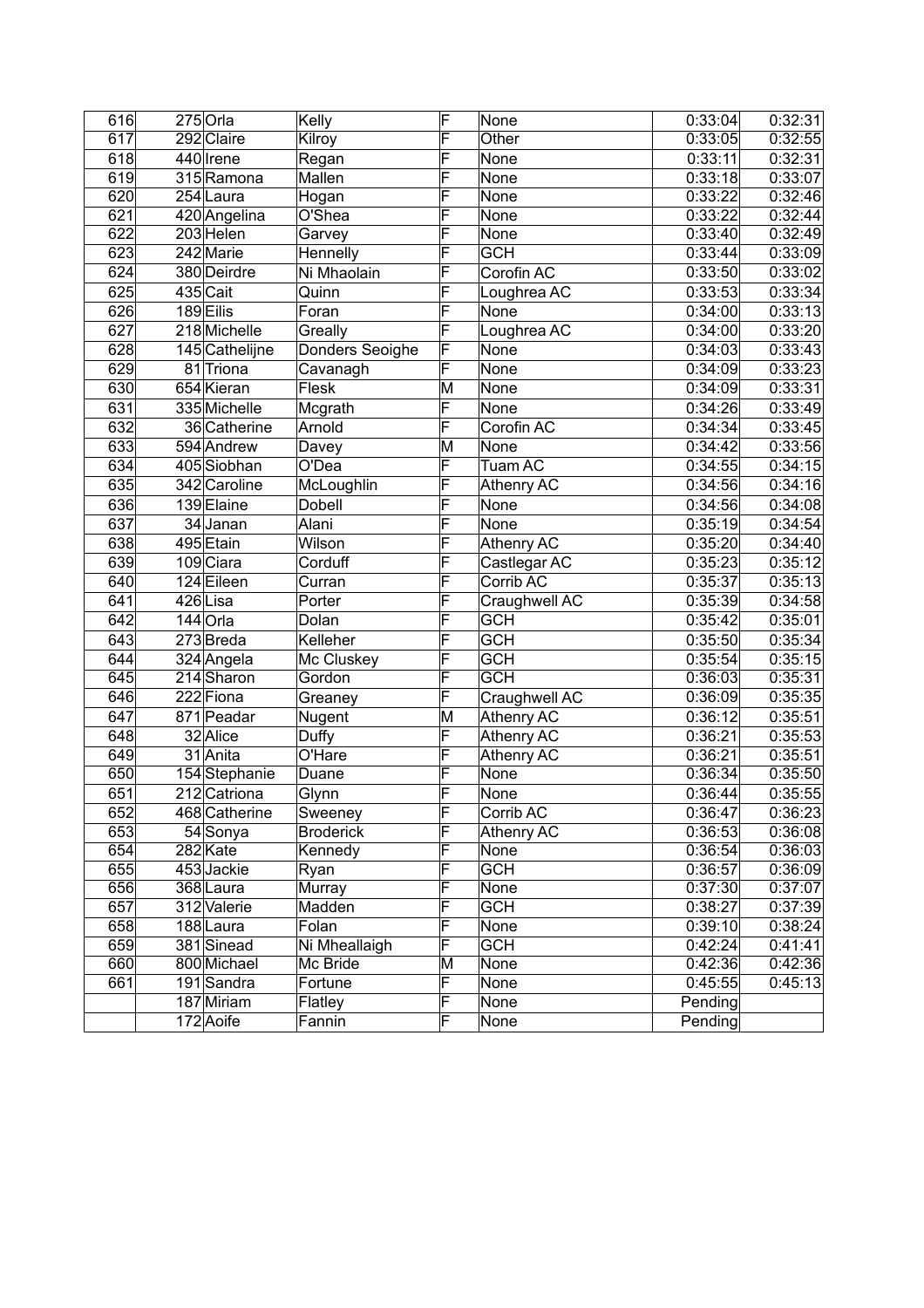| | | | | | | | |
|---|---|---|---|---|---|---|---|
| 616 | 275 | Orla | Kelly | F | None | 0:33:04 | 0:32:31 |
| 617 | 292 | Claire | Kilroy | F | Other | 0:33:05 | 0:32:55 |
| 618 | 440 | Irene | Regan | F | None | 0:33:11 | 0:32:31 |
| 619 | 315 | Ramona | Mallen | F | None | 0:33:18 | 0:33:07 |
| 620 | 254 | Laura | Hogan | F | None | 0:33:22 | 0:32:46 |
| 621 | 420 | Angelina | O'Shea | F | None | 0:33:22 | 0:32:44 |
| 622 | 203 | Helen | Garvey | F | None | 0:33:40 | 0:32:49 |
| 623 | 242 | Marie | Hennelly | F | GCH | 0:33:44 | 0:33:09 |
| 624 | 380 | Deirdre | Ni Mhaolain | F | Corofin AC | 0:33:50 | 0:33:02 |
| 625 | 435 | Cait | Quinn | F | Loughrea AC | 0:33:53 | 0:33:34 |
| 626 | 189 | Eilis | Foran | F | None | 0:34:00 | 0:33:13 |
| 627 | 218 | Michelle | Greally | F | Loughrea AC | 0:34:00 | 0:33:20 |
| 628 | 145 | Cathelijne | Donders Seoighe | F | None | 0:34:03 | 0:33:43 |
| 629 | 81 | Triona | Cavanagh | F | None | 0:34:09 | 0:33:23 |
| 630 | 654 | Kieran | Flesk | M | None | 0:34:09 | 0:33:31 |
| 631 | 335 | Michelle | Mcgrath | F | None | 0:34:26 | 0:33:49 |
| 632 | 36 | Catherine | Arnold | F | Corofin AC | 0:34:34 | 0:33:45 |
| 633 | 594 | Andrew | Davey | M | None | 0:34:42 | 0:33:56 |
| 634 | 405 | Siobhan | O'Dea | F | Tuam AC | 0:34:55 | 0:34:15 |
| 635 | 342 | Caroline | McLoughlin | F | Athenry AC | 0:34:56 | 0:34:16 |
| 636 | 139 | Elaine | Dobell | F | None | 0:34:56 | 0:34:08 |
| 637 | 34 | Janan | Alani | F | None | 0:35:19 | 0:34:54 |
| 638 | 495 | Etain | Wilson | F | Athenry AC | 0:35:20 | 0:34:40 |
| 639 | 109 | Ciara | Corduff | F | Castlegar AC | 0:35:23 | 0:35:12 |
| 640 | 124 | Eileen | Curran | F | Corrib AC | 0:35:37 | 0:35:13 |
| 641 | 426 | Lisa | Porter | F | Craughwell AC | 0:35:39 | 0:34:58 |
| 642 | 144 | Orla | Dolan | F | GCH | 0:35:42 | 0:35:01 |
| 643 | 273 | Breda | Kelleher | F | GCH | 0:35:50 | 0:35:34 |
| 644 | 324 | Angela | Mc Cluskey | F | GCH | 0:35:54 | 0:35:15 |
| 645 | 214 | Sharon | Gordon | F | GCH | 0:36:03 | 0:35:31 |
| 646 | 222 | Fiona | Greaney | F | Craughwell AC | 0:36:09 | 0:35:35 |
| 647 | 871 | Peadar | Nugent | M | Athenry AC | 0:36:12 | 0:35:51 |
| 648 | 32 | Alice | Duffy | F | Athenry AC | 0:36:21 | 0:35:53 |
| 649 | 31 | Anita | O'Hare | F | Athenry AC | 0:36:21 | 0:35:51 |
| 650 | 154 | Stephanie | Duane | F | None | 0:36:34 | 0:35:50 |
| 651 | 212 | Catriona | Glynn | F | None | 0:36:44 | 0:35:55 |
| 652 | 468 | Catherine | Sweeney | F | Corrib AC | 0:36:47 | 0:36:23 |
| 653 | 54 | Sonya | Broderick | F | Athenry AC | 0:36:53 | 0:36:08 |
| 654 | 282 | Kate | Kennedy | F | None | 0:36:54 | 0:36:03 |
| 655 | 453 | Jackie | Ryan | F | GCH | 0:36:57 | 0:36:09 |
| 656 | 368 | Laura | Murray | F | None | 0:37:30 | 0:37:07 |
| 657 | 312 | Valerie | Madden | F | GCH | 0:38:27 | 0:37:39 |
| 658 | 188 | Laura | Folan | F | None | 0:39:10 | 0:38:24 |
| 659 | 381 | Sinead | Ni Mheallaigh | F | GCH | 0:42:24 | 0:41:41 |
| 660 | 800 | Michael | Mc Bride | M | None | 0:42:36 | 0:42:36 |
| 661 | 191 | Sandra | Fortune | F | None | 0:45:55 | 0:45:13 |
| | 187 | Miriam | Flatley | F | None | Pending | |
| | 172 | Aoife | Fannin | F | None | Pending | |